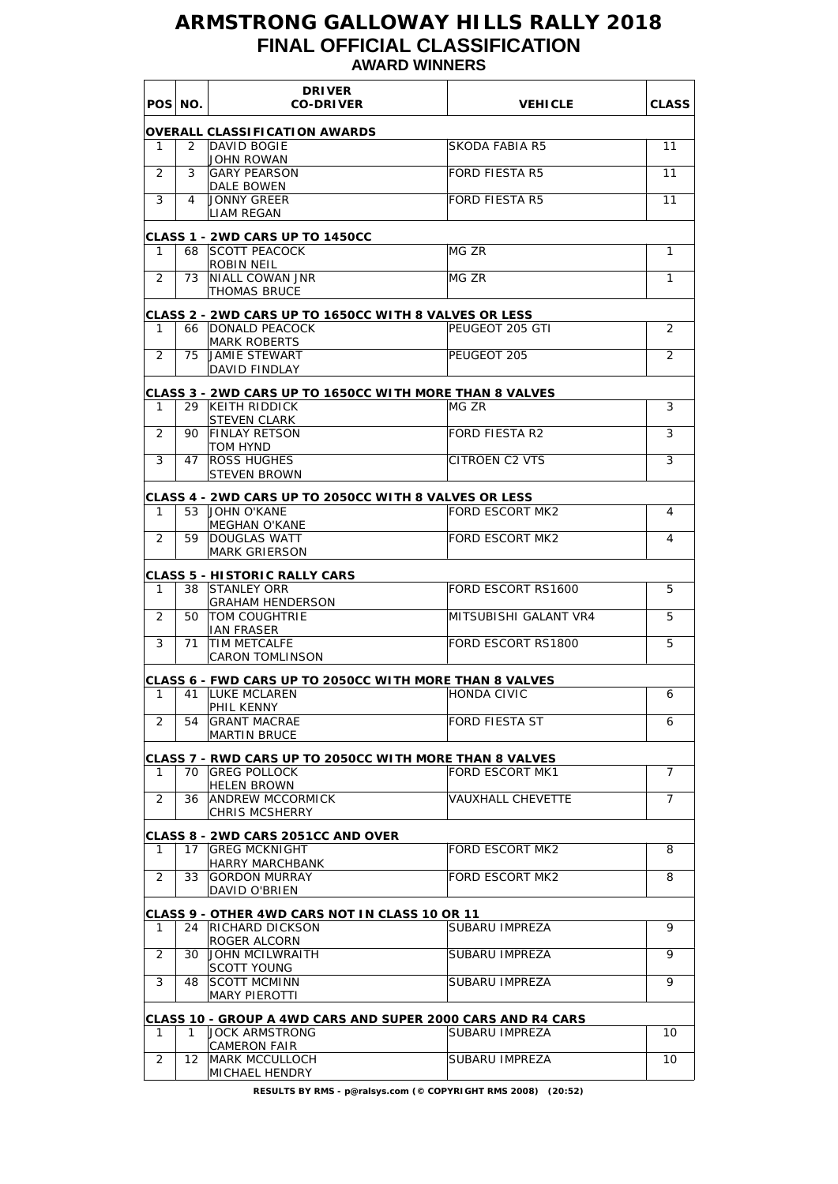# ARMSTRONG GALLOWAY HILLS RALLY 2018

## FINAL OFFICIAL CLASSIFICATION

### AWARD WINNERS

| POS | NO. | DRIVER<br>CO-DRIVER | VEHICLE | CLASS |
|---|---|---|---|---|
| **OVERALL CLASSIFICATION AWARDS** | | | | |
| 1 | 2 | DAVID BOGIE<br>JOHN ROWAN | SKODA FABIA R5 | 11 |
| 2 | 3 | GARY PEARSON<br>DALE BOWEN | FORD FIESTA R5 | 11 |
| 3 | 4 | JONNY GREER<br>LIAM REGAN | FORD FIESTA R5 | 11 |
| **CLASS 1 - 2WD CARS UP TO 1450CC** | | | | |
| 1 | 68 | SCOTT PEACOCK<br>ROBIN NEIL | MG ZR | 1 |
| 2 | 73 | NIALL COWAN JNR<br>THOMAS BRUCE | MG ZR | 1 |
| **CLASS 2 - 2WD CARS UP TO 1650CC WITH 8 VALVES OR LESS** | | | | |
| 1 | 66 | DONALD PEACOCK<br>MARK ROBERTS | PEUGEOT 205 GTI | 2 |
| 2 | 75 | JAMIE STEWART<br>DAVID FINDLAY | PEUGEOT 205 | 2 |
| **CLASS 3 - 2WD CARS UP TO 1650CC WITH MORE THAN 8 VALVES** | | | | |
| 1 | 29 | KEITH RIDDICK<br>STEVEN CLARK | MG ZR | 3 |
| 2 | 90 | FINLAY RETSON<br>TOM HYND | FORD FIESTA R2 | 3 |
| 3 | 47 | ROSS HUGHES<br>STEVEN BROWN | CITROEN C2 VTS | 3 |
| **CLASS 4 - 2WD CARS UP TO 2050CC WITH 8 VALVES OR LESS** | | | | |
| 1 | 53 | JOHN O'KANE<br>MEGHAN O'KANE | FORD ESCORT MK2 | 4 |
| 2 | 59 | DOUGLAS WATT<br>MARK GRIERSON | FORD ESCORT MK2 | 4 |
| **CLASS 5 - HISTORIC RALLY CARS** | | | | |
| 1 | 38 | STANLEY ORR<br>GRAHAM HENDERSON | FORD ESCORT RS1600 | 5 |
| 2 | 50 | TOM COUGHTRIE<br>IAN FRASER | MITSUBISHI GALANT VR4 | 5 |
| 3 | 71 | TIM METCALFE<br>CARON TOMLINSON | FORD ESCORT RS1800 | 5 |
| **CLASS 6 - FWD CARS UP TO 2050CC WITH MORE THAN 8 VALVES** | | | | |
| 1 | 41 | LUKE MCLAREN<br>PHIL KENNY | HONDA CIVIC | 6 |
| 2 | 54 | GRANT MACRAE<br>MARTIN BRUCE | FORD FIESTA ST | 6 |
| **CLASS 7 - RWD CARS UP TO 2050CC WITH MORE THAN 8 VALVES** | | | | |
| 1 | 70 | GREG POLLOCK<br>HELEN BROWN | FORD ESCORT MK1 | 7 |
| 2 | 36 | ANDREW MCCORMICK<br>CHRIS MCSHERRY | VAUXHALL CHEVETTE | 7 |
| **CLASS 8 - 2WD CARS 2051CC AND OVER** | | | | |
| 1 | 17 | GREG MCKNIGHT<br>HARRY MARCHBANK | FORD ESCORT MK2 | 8 |
| 2 | 33 | GORDON MURRAY<br>DAVID O'BRIEN | FORD ESCORT MK2 | 8 |
| **CLASS 9 - OTHER 4WD CARS NOT IN CLASS 10 OR 11** | | | | |
| 1 | 24 | RICHARD DICKSON<br>ROGER ALCORN | SUBARU IMPREZA | 9 |
| 2 | 30 | JOHN MCILWRAITH<br>SCOTT YOUNG | SUBARU IMPREZA | 9 |
| 3 | 48 | SCOTT MCMINN<br>MARY PIEROTTI | SUBARU IMPREZA | 9 |
| **CLASS 10 - GROUP A 4WD CARS AND SUPER 2000 CARS AND R4 CARS** | | | | |
| 1 | 1 | JOCK ARMSTRONG<br>CAMERON FAIR | SUBARU IMPREZA | 10 |
| 2 | 12 | MARK MCCULLOCH<br>MICHAEL HENDRY | SUBARU IMPREZA | 10 |

**RESULTS BY RMS - p@ralsys.com (© COPYRIGHT RMS 2008) (20:52)**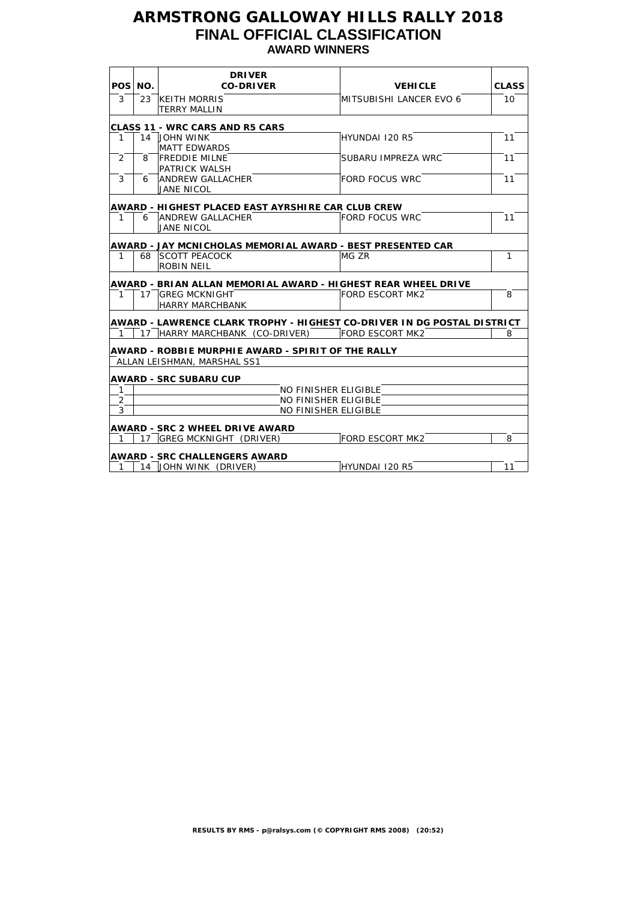# ARMSTRONG GALLOWAY HILLS RALLY 2018

## FINAL OFFICIAL CLASSIFICATION

### AWARD WINNERS

| POS | NO. | DRIVER<br>CO-DRIVER | VEHICLE | CLASS |
|---|---|---|---|---|
| 3 | 23 | KEITH MORRIS<br>TERRY MALLIN | MITSUBISHI LANCER EVO 6 | 10 |
| **CLASS 11 - WRC CARS AND R5 CARS** | | | | |
| 1 | 14 | JOHN WINK<br>MATT EDWARDS | HYUNDAI I20 R5 | 11 |
| 2 | 8 | FREDDIE MILNE<br>PATRICK WALSH | SUBARU IMPREZA WRC | 11 |
| 3 | 6 | ANDREW GALLACHER<br>JANE NICOL | FORD FOCUS WRC | 11 |
| **AWARD - HIGHEST PLACED EAST AYRSHIRE CAR CLUB CREW** | | | | |
| 1 | 6 | ANDREW GALLACHER<br>JANE NICOL | FORD FOCUS WRC | 11 |
| **AWARD - JAY MCNICHOLAS MEMORIAL AWARD - BEST PRESENTED CAR** | | | | |
| 1 | 68 | SCOTT PEACOCK<br>ROBIN NEIL | MG ZR | 1 |
| **AWARD - BRIAN ALLAN MEMORIAL AWARD - HIGHEST REAR WHEEL DRIVE** | | | | |
| 1 | 17 | GREG MCKNIGHT<br>HARRY MARCHBANK | FORD ESCORT MK2 | 8 |
| **AWARD - LAWRENCE CLARK TROPHY - HIGHEST CO-DRIVER IN DG POSTAL DISTRICT** | | | | |
| 1 | 17 | HARRY MARCHBANK (CO-DRIVER) | FORD ESCORT MK2 | 8 |
| **AWARD - ROBBIE MURPHIE AWARD - SPIRIT OF THE RALLY** | | | | |
| ALLAN LEISHMAN, MARSHAL SS1 | | | | |
| **AWARD - SRC SUBARU CUP** | | | | |
| 1 | | NO FINISHER ELIGIBLE | | |
| 2 | | NO FINISHER ELIGIBLE | | |
| 3 | | NO FINISHER ELIGIBLE | | |
| **AWARD - SRC 2 WHEEL DRIVE AWARD** | | | | |
| 1 | 17 | GREG MCKNIGHT (DRIVER) | FORD ESCORT MK2 | 8 |
| **AWARD - SRC CHALLENGERS AWARD** | | | | |
| 1 | 14 | JOHN WINK (DRIVER) | HYUNDAI I20 R5 | 11 |

RESULTS BY RMS - p@ralsys.com (© COPYRIGHT RMS 2008) (20:52)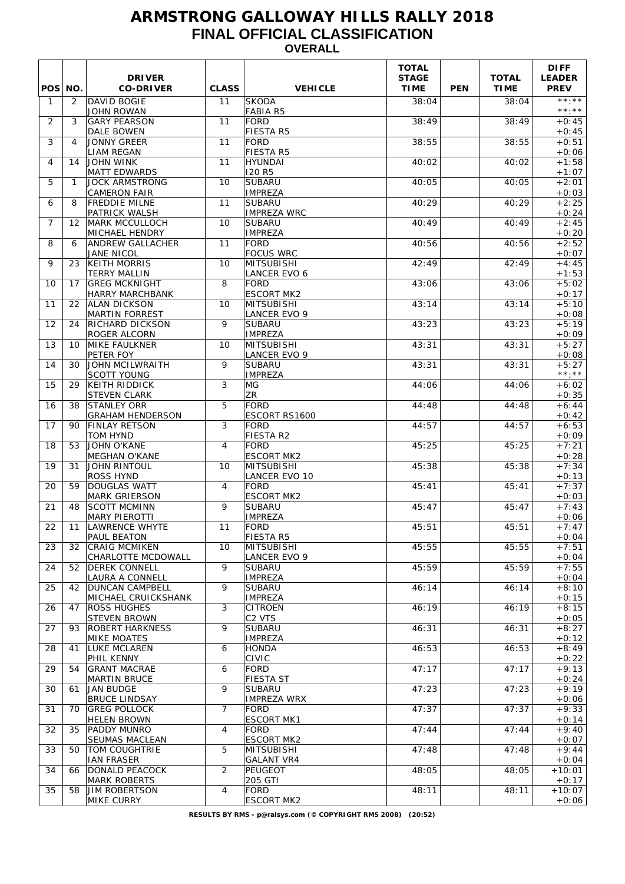# ARMSTRONG GALLOWAY HILLS RALLY 2018

## FINAL OFFICIAL CLASSIFICATION

### OVERALL

| POS | NO. | DRIVER / CO-DRIVER | CLASS | VEHICLE | TOTAL STAGE TIME | PEN | TOTAL TIME | DIFF LEADER / PREV |
|---|---|---|---|---|---|---|---|---|
| 1 | 2 | DAVID BOGIE<br>JOHN ROWAN | 11 | SKODA<br>FABIA R5 | 38:04 | | 38:04 | **:**<br>**:** |
| 2 | 3 | GARY PEARSON<br>DALE BOWEN | 11 | FORD<br>FIESTA R5 | 38:49 | | 38:49 | +0:45<br>+0:45 |
| 3 | 4 | JONNY GREER<br>LIAM REGAN | 11 | FORD<br>FIESTA R5 | 38:55 | | 38:55 | +0:51<br>+0:06 |
| 4 | 14 | JOHN WINK<br>MATT EDWARDS | 11 | HYUNDAI<br>I20 R5 | 40:02 | | 40:02 | +1:58<br>+1:07 |
| 5 | 1 | JOCK ARMSTRONG<br>CAMERON FAIR | 10 | SUBARU<br>IMPREZA | 40:05 | | 40:05 | +2:01<br>+0:03 |
| 6 | 8 | FREDDIE MILNE<br>PATRICK WALSH | 11 | SUBARU<br>IMPREZA WRC | 40:29 | | 40:29 | +2:25<br>+0:24 |
| 7 | 12 | MARK MCCULLOCH<br>MICHAEL HENDRY | 10 | SUBARU<br>IMPREZA | 40:49 | | 40:49 | +2:45<br>+0:20 |
| 8 | 6 | ANDREW GALLACHER<br>JANE NICOL | 11 | FORD<br>FOCUS WRC | 40:56 | | 40:56 | +2:52<br>+0:07 |
| 9 | 23 | KEITH MORRIS<br>TERRY MALLIN | 10 | MITSUBISHI<br>LANCER EVO 6 | 42:49 | | 42:49 | +4:45<br>+1:53 |
| 10 | 17 | GREG MCKNIGHT<br>HARRY MARCHBANK | 8 | FORD<br>ESCORT MK2 | 43:06 | | 43:06 | +5:02<br>+0:17 |
| 11 | 22 | ALAN DICKSON<br>MARTIN FORREST | 10 | MITSUBISHI<br>LANCER EVO 9 | 43:14 | | 43:14 | +5:10<br>+0:08 |
| 12 | 24 | RICHARD DICKSON<br>ROGER ALCORN | 9 | SUBARU<br>IMPREZA | 43:23 | | 43:23 | +5:19<br>+0:09 |
| 13 | 10 | MIKE FAULKNER<br>PETER FOY | 10 | MITSUBISHI<br>LANCER EVO 9 | 43:31 | | 43:31 | +5:27<br>+0:08 |
| 14 | 30 | JOHN MCILWRAITH<br>SCOTT YOUNG | 9 | SUBARU<br>IMPREZA | 43:31 | | 43:31 | +5:27<br>**:** |
| 15 | 29 | KEITH RIDDICK<br>STEVEN CLARK | 3 | MG<br>ZR | 44:06 | | 44:06 | +6:02<br>+0:35 |
| 16 | 38 | STANLEY ORR<br>GRAHAM HENDERSON | 5 | FORD<br>ESCORT RS1600 | 44:48 | | 44:48 | +6:44<br>+0:42 |
| 17 | 90 | FINLAY RETSON<br>TOM HYND | 3 | FORD<br>FIESTA R2 | 44:57 | | 44:57 | +6:53<br>+0:09 |
| 18 | 53 | JOHN O'KANE<br>MEGHAN O'KANE | 4 | FORD<br>ESCORT MK2 | 45:25 | | 45:25 | +7:21<br>+0:28 |
| 19 | 31 | JOHN RINTOUL<br>ROSS HYND | 10 | MITSUBISHI<br>LANCER EVO 10 | 45:38 | | 45:38 | +7:34<br>+0:13 |
| 20 | 59 | DOUGLAS WATT<br>MARK GRIERSON | 4 | FORD<br>ESCORT MK2 | 45:41 | | 45:41 | +7:37<br>+0:03 |
| 21 | 48 | SCOTT MCMINN<br>MARY PIEROTTI | 9 | SUBARU<br>IMPREZA | 45:47 | | 45:47 | +7:43<br>+0:06 |
| 22 | 11 | LAWRENCE WHYTE<br>PAUL BEATON | 11 | FORD<br>FIESTA R5 | 45:51 | | 45:51 | +7:47<br>+0:04 |
| 23 | 32 | CRAIG MCMIKEN<br>CHARLOTTE MCDOWALL | 10 | MITSUBISHI<br>LANCER EVO 9 | 45:55 | | 45:55 | +7:51<br>+0:04 |
| 24 | 52 | DEREK CONNELL<br>LAURA A CONNELL | 9 | SUBARU<br>IMPREZA | 45:59 | | 45:59 | +7:55<br>+0:04 |
| 25 | 42 | DUNCAN CAMPBELL<br>MICHAEL CRUICKSHANK | 9 | SUBARU<br>IMPREZA | 46:14 | | 46:14 | +8:10<br>+0:15 |
| 26 | 47 | ROSS HUGHES<br>STEVEN BROWN | 3 | CITROEN<br>C2 VTS | 46:19 | | 46:19 | +8:15<br>+0:05 |
| 27 | 93 | ROBERT HARKNESS<br>MIKE MOATES | 9 | SUBARU<br>IMPREZA | 46:31 | | 46:31 | +8:27<br>+0:12 |
| 28 | 41 | LUKE MCLAREN<br>PHIL KENNY | 6 | HONDA<br>CIVIC | 46:53 | | 46:53 | +8:49<br>+0:22 |
| 29 | 54 | GRANT MACRAE<br>MARTIN BRUCE | 6 | FORD<br>FIESTA ST | 47:17 | | 47:17 | +9:13<br>+0:24 |
| 30 | 61 | JAN BUDGE<br>BRUCE LINDSAY | 9 | SUBARU<br>IMPREZA WRX | 47:23 | | 47:23 | +9:19<br>+0:06 |
| 31 | 70 | GREG POLLOCK<br>HELEN BROWN | 7 | FORD<br>ESCORT MK1 | 47:37 | | 47:37 | +9:33<br>+0:14 |
| 32 | 35 | PADDY MUNRO<br>SEUMAS MACLEAN | 4 | FORD<br>ESCORT MK2 | 47:44 | | 47:44 | +9:40<br>+0:07 |
| 33 | 50 | TOM COUGHTRIE<br>IAN FRASER | 5 | MITSUBISHI<br>GALANT VR4 | 47:48 | | 47:48 | +9:44<br>+0:04 |
| 34 | 66 | DONALD PEACOCK<br>MARK ROBERTS | 2 | PEUGEOT<br>205 GTI | 48:05 | | 48:05 | +10:01<br>+0:17 |
| 35 | 58 | JIM ROBERTSON<br>MIKE CURRY | 4 | FORD<br>ESCORT MK2 | 48:11 | | 48:11 | +10:07<br>+0:06 |

RESULTS BY RMS - p@ralsys.com (© COPYRIGHT RMS 2008) (20:52)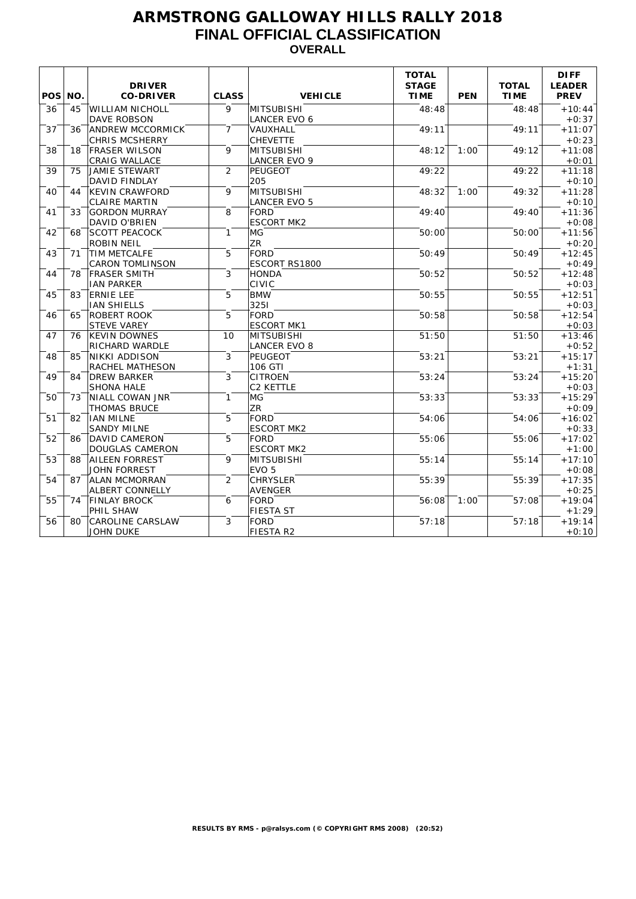# ARMSTRONG GALLOWAY HILLS RALLY 2018

## FINAL OFFICIAL CLASSIFICATION

### OVERALL

| POS | NO. | DRIVER<br>CO-DRIVER | CLASS | VEHICLE | TOTAL STAGE TIME | PEN | TOTAL TIME | DIFF LEADER PREV |
|---|---|---|---|---|---|---|---|---|
| 36 | 45 | WILLIAM NICHOLL<br>DAVE ROBSON | 9 | MITSUBISHI<br>LANCER EVO 6 | 48:48 | | 48:48 | +10:44<br>+0:37 |
| 37 | 36 | ANDREW MCCORMICK<br>CHRIS MCSHERRY | 7 | VAUXHALL<br>CHEVETTE | 49:11 | | 49:11 | +11:07<br>+0:23 |
| 38 | 18 | FRASER WILSON<br>CRAIG WALLACE | 9 | MITSUBISHI<br>LANCER EVO 9 | 48:12 | 1:00 | 49:12 | +11:08<br>+0:01 |
| 39 | 75 | JAMIE STEWART<br>DAVID FINDLAY | 2 | PEUGEOT<br>205 | 49:22 | | 49:22 | +11:18<br>+0:10 |
| 40 | 44 | KEVIN CRAWFORD<br>CLAIRE MARTIN | 9 | MITSUBISHI<br>LANCER EVO 5 | 48:32 | 1:00 | 49:32 | +11:28<br>+0:10 |
| 41 | 33 | GORDON MURRAY<br>DAVID O'BRIEN | 8 | FORD<br>ESCORT MK2 | 49:40 | | 49:40 | +11:36<br>+0:08 |
| 42 | 68 | SCOTT PEACOCK<br>ROBIN NEIL | 1 | MG<br>ZR | 50:00 | | 50:00 | +11:56<br>+0:20 |
| 43 | 71 | TIM METCALFE<br>CARON TOMLINSON | 5 | FORD<br>ESCORT RS1800 | 50:49 | | 50:49 | +12:45<br>+0:49 |
| 44 | 78 | FRASER SMITH<br>IAN PARKER | 3 | HONDA<br>CIVIC | 50:52 | | 50:52 | +12:48<br>+0:03 |
| 45 | 83 | ERNIE LEE<br>IAN SHIELLS | 5 | BMW<br>325I | 50:55 | | 50:55 | +12:51<br>+0:03 |
| 46 | 65 | ROBERT ROOK<br>STEVE VAREY | 5 | FORD<br>ESCORT MK1 | 50:58 | | 50:58 | +12:54<br>+0:03 |
| 47 | 76 | KEVIN DOWNES<br>RICHARD WARDLE | 10 | MITSUBISHI<br>LANCER EVO 8 | 51:50 | | 51:50 | +13:46<br>+0:52 |
| 48 | 85 | NIKKI ADDISON<br>RACHEL MATHESON | 3 | PEUGEOT<br>106 GTI | 53:21 | | 53:21 | +15:17<br>+1:31 |
| 49 | 84 | DREW BARKER<br>SHONA HALE | 3 | CITROEN<br>C2 KETTLE | 53:24 | | 53:24 | +15:20<br>+0:03 |
| 50 | 73 | NIALL COWAN JNR<br>THOMAS BRUCE | 1 | MG<br>ZR | 53:33 | | 53:33 | +15:29<br>+0:09 |
| 51 | 82 | IAN MILNE<br>SANDY MILNE | 5 | FORD<br>ESCORT MK2 | 54:06 | | 54:06 | +16:02<br>+0:33 |
| 52 | 86 | DAVID CAMERON<br>DOUGLAS CAMERON | 5 | FORD<br>ESCORT MK2 | 55:06 | | 55:06 | +17:02<br>+1:00 |
| 53 | 88 | AILEEN FORREST<br>JOHN FORREST | 9 | MITSUBISHI<br>EVO 5 | 55:14 | | 55:14 | +17:10<br>+0:08 |
| 54 | 87 | ALAN MCMORRAN<br>ALBERT CONNELLY | 2 | CHRYSLER<br>AVENGER | 55:39 | | 55:39 | +17:35<br>+0:25 |
| 55 | 74 | FINLAY BROCK<br>PHIL SHAW | 6 | FORD<br>FIESTA ST | 56:08 | 1:00 | 57:08 | +19:04<br>+1:29 |
| 56 | 80 | CAROLINE CARSLAW<br>JOHN DUKE | 3 | FORD<br>FIESTA R2 | 57:18 | | 57:18 | +19:14<br>+0:10 |

**RESULTS BY RMS - p@ralsys.com (© COPYRIGHT RMS 2008) (20:52)**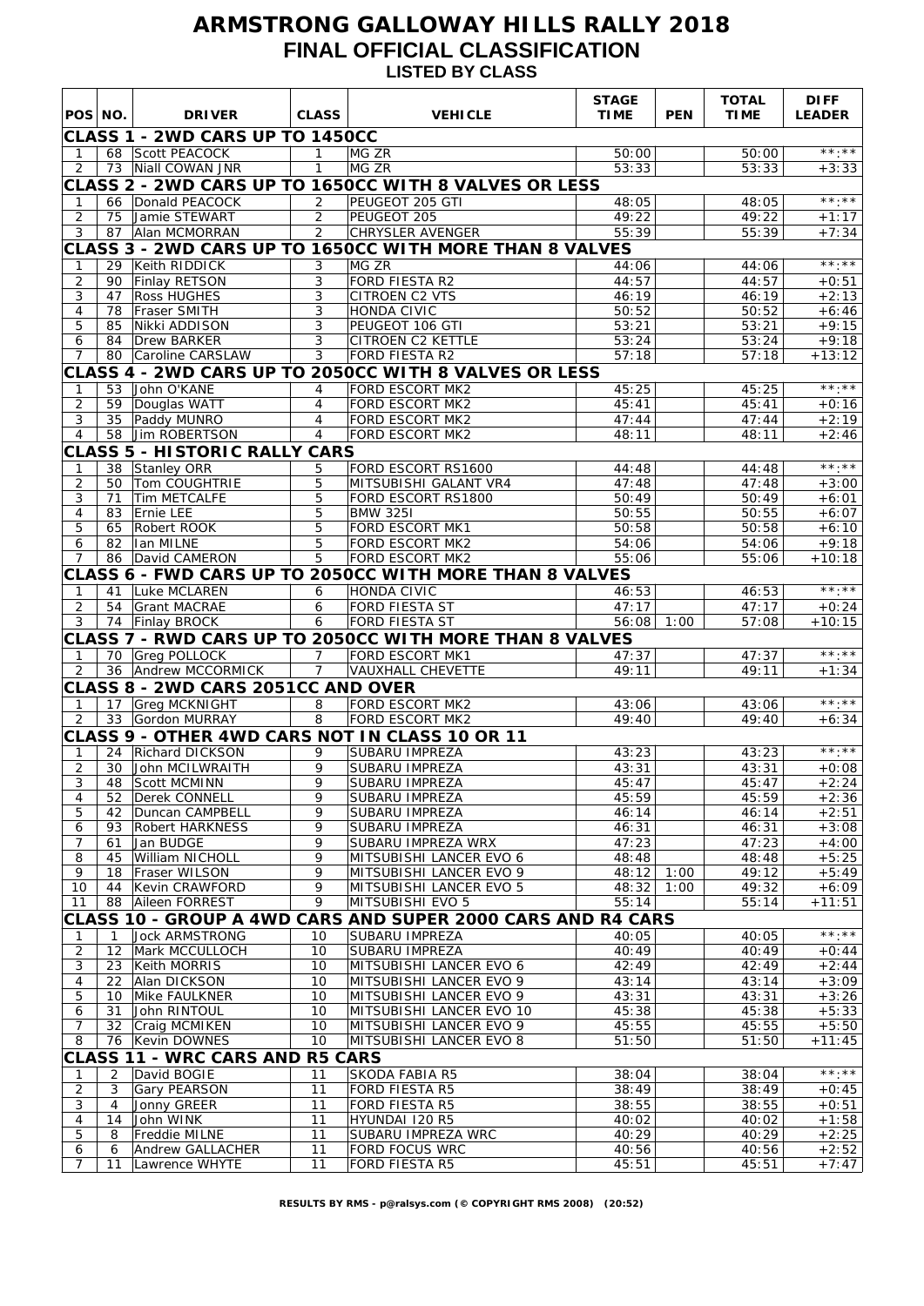# ARMSTRONG GALLOWAY HILLS RALLY 2018

## FINAL OFFICIAL CLASSIFICATION

### LISTED BY CLASS

| POS | NO. | DRIVER | CLASS | VEHICLE | STAGE TIME | PEN | TOTAL TIME | DIFF LEADER |
|---|---|---|---|---|---|---|---|---|
| **CLASS 1 - 2WD CARS UP TO 1450CC** | | | | | | | | |
| 1 | 68 | Scott PEACOCK | 1 | MG ZR | 50:00 | | 50:00 | **:** |
| 2 | 73 | Niall COWAN JNR | 1 | MG ZR | 53:33 | | 53:33 | +3:33 |
| **CLASS 2 - 2WD CARS UP TO 1650CC WITH 8 VALVES OR LESS** | | | | | | | | |
| 1 | 66 | Donald PEACOCK | 2 | PEUGEOT 205 GTI | 48:05 | | 48:05 | **:** |
| 2 | 75 | Jamie STEWART | 2 | PEUGEOT 205 | 49:22 | | 49:22 | +1:17 |
| 3 | 87 | Alan MCMORRAN | 2 | CHRYSLER AVENGER | 55:39 | | 55:39 | +7:34 |
| **CLASS 3 - 2WD CARS UP TO 1650CC WITH MORE THAN 8 VALVES** | | | | | | | | |
| 1 | 29 | Keith RIDDICK | 3 | MG ZR | 44:06 | | 44:06 | **:** |
| 2 | 90 | Finlay RETSON | 3 | FORD FIESTA R2 | 44:57 | | 44:57 | +0:51 |
| 3 | 47 | Ross HUGHES | 3 | CITROEN C2 VTS | 46:19 | | 46:19 | +2:13 |
| 4 | 78 | Fraser SMITH | 3 | HONDA CIVIC | 50:52 | | 50:52 | +6:46 |
| 5 | 85 | Nikki ADDISON | 3 | PEUGEOT 106 GTI | 53:21 | | 53:21 | +9:15 |
| 6 | 84 | Drew BARKER | 3 | CITROEN C2 KETTLE | 53:24 | | 53:24 | +9:18 |
| 7 | 80 | Caroline CARSLAW | 3 | FORD FIESTA R2 | 57:18 | | 57:18 | +13:12 |
| **CLASS 4 - 2WD CARS UP TO 2050CC WITH 8 VALVES OR LESS** | | | | | | | | |
| 1 | 53 | John O'KANE | 4 | FORD ESCORT MK2 | 45:25 | | 45:25 | **:** |
| 2 | 59 | Douglas WATT | 4 | FORD ESCORT MK2 | 45:41 | | 45:41 | +0:16 |
| 3 | 35 | Paddy MUNRO | 4 | FORD ESCORT MK2 | 47:44 | | 47:44 | +2:19 |
| 4 | 58 | Jim ROBERTSON | 4 | FORD ESCORT MK2 | 48:11 | | 48:11 | +2:46 |
| **CLASS 5 - HISTORIC RALLY CARS** | | | | | | | | |
| 1 | 38 | Stanley ORR | 5 | FORD ESCORT RS1600 | 44:48 | | 44:48 | **:** |
| 2 | 50 | Tom COUGHTRIE | 5 | MITSUBISHI GALANT VR4 | 47:48 | | 47:48 | +3:00 |
| 3 | 71 | Tim METCALFE | 5 | FORD ESCORT RS1800 | 50:49 | | 50:49 | +6:01 |
| 4 | 83 | Ernie LEE | 5 | BMW 325I | 50:55 | | 50:55 | +6:07 |
| 5 | 65 | Robert ROOK | 5 | FORD ESCORT MK1 | 50:58 | | 50:58 | +6:10 |
| 6 | 82 | Ian MILNE | 5 | FORD ESCORT MK2 | 54:06 | | 54:06 | +9:18 |
| 7 | 86 | David CAMERON | 5 | FORD ESCORT MK2 | 55:06 | | 55:06 | +10:18 |
| **CLASS 6 - FWD CARS UP TO 2050CC WITH MORE THAN 8 VALVES** | | | | | | | | |
| 1 | 41 | Luke MCLAREN | 6 | HONDA CIVIC | 46:53 | | 46:53 | **:** |
| 2 | 54 | Grant MACRAE | 6 | FORD FIESTA ST | 47:17 | | 47:17 | +0:24 |
| 3 | 74 | Finlay BROCK | 6 | FORD FIESTA ST | 56:08 | 1:00 | 57:08 | +10:15 |
| **CLASS 7 - RWD CARS UP TO 2050CC WITH MORE THAN 8 VALVES** | | | | | | | | |
| 1 | 70 | Greg POLLOCK | 7 | FORD ESCORT MK1 | 47:37 | | 47:37 | **:** |
| 2 | 36 | Andrew MCCORMICK | 7 | VAUXHALL CHEVETTE | 49:11 | | 49:11 | +1:34 |
| **CLASS 8 - 2WD CARS 2051CC AND OVER** | | | | | | | | |
| 1 | 17 | Greg MCKNIGHT | 8 | FORD ESCORT MK2 | 43:06 | | 43:06 | **:** |
| 2 | 33 | Gordon MURRAY | 8 | FORD ESCORT MK2 | 49:40 | | 49:40 | +6:34 |
| **CLASS 9 - OTHER 4WD CARS NOT IN CLASS 10 OR 11** | | | | | | | | |
| 1 | 24 | Richard DICKSON | 9 | SUBARU IMPREZA | 43:23 | | 43:23 | **:** |
| 2 | 30 | John MCILWRAITH | 9 | SUBARU IMPREZA | 43:31 | | 43:31 | +0:08 |
| 3 | 48 | Scott MCMINN | 9 | SUBARU IMPREZA | 45:47 | | 45:47 | +2:24 |
| 4 | 52 | Derek CONNELL | 9 | SUBARU IMPREZA | 45:59 | | 45:59 | +2:36 |
| 5 | 42 | Duncan CAMPBELL | 9 | SUBARU IMPREZA | 46:14 | | 46:14 | +2:51 |
| 6 | 93 | Robert HARKNESS | 9 | SUBARU IMPREZA | 46:31 | | 46:31 | +3:08 |
| 7 | 61 | Jan BUDGE | 9 | SUBARU IMPREZA WRX | 47:23 | | 47:23 | +4:00 |
| 8 | 45 | William NICHOLL | 9 | MITSUBISHI LANCER EVO 6 | 48:48 | | 48:48 | +5:25 |
| 9 | 18 | Fraser WILSON | 9 | MITSUBISHI LANCER EVO 9 | 48:12 | 1:00 | 49:12 | +5:49 |
| 10 | 44 | Kevin CRAWFORD | 9 | MITSUBISHI LANCER EVO 5 | 48:32 | 1:00 | 49:32 | +6:09 |
| 11 | 88 | Aileen FORREST | 9 | MITSUBISHI EVO 5 | 55:14 | | 55:14 | +11:51 |
| **CLASS 10 - GROUP A 4WD CARS AND SUPER 2000 CARS AND R4 CARS** | | | | | | | | |
| 1 | 1 | Jock ARMSTRONG | 10 | SUBARU IMPREZA | 40:05 | | 40:05 | **:** |
| 2 | 12 | Mark MCCULLOCH | 10 | SUBARU IMPREZA | 40:49 | | 40:49 | +0:44 |
| 3 | 23 | Keith MORRIS | 10 | MITSUBISHI LANCER EVO 6 | 42:49 | | 42:49 | +2:44 |
| 4 | 22 | Alan DICKSON | 10 | MITSUBISHI LANCER EVO 9 | 43:14 | | 43:14 | +3:09 |
| 5 | 10 | Mike FAULKNER | 10 | MITSUBISHI LANCER EVO 9 | 43:31 | | 43:31 | +3:26 |
| 6 | 31 | John RINTOUL | 10 | MITSUBISHI LANCER EVO 10 | 45:38 | | 45:38 | +5:33 |
| 7 | 32 | Craig MCMIKEN | 10 | MITSUBISHI LANCER EVO 9 | 45:55 | | 45:55 | +5:50 |
| 8 | 76 | Kevin DOWNES | 10 | MITSUBISHI LANCER EVO 8 | 51:50 | | 51:50 | +11:45 |
| **CLASS 11 - WRC CARS AND R5 CARS** | | | | | | | | |
| 1 | 2 | David BOGIE | 11 | SKODA FABIA R5 | 38:04 | | 38:04 | **:** |
| 2 | 3 | Gary PEARSON | 11 | FORD FIESTA R5 | 38:49 | | 38:49 | +0:45 |
| 3 | 4 | Jonny GREER | 11 | FORD FIESTA R5 | 38:55 | | 38:55 | +0:51 |
| 4 | 14 | John WINK | 11 | HYUNDAI I20 R5 | 40:02 | | 40:02 | +1:58 |
| 5 | 8 | Freddie MILNE | 11 | SUBARU IMPREZA WRC | 40:29 | | 40:29 | +2:25 |
| 6 | 6 | Andrew GALLACHER | 11 | FORD FOCUS WRC | 40:56 | | 40:56 | +2:52 |
| 7 | 11 | Lawrence WHYTE | 11 | FORD FIESTA R5 | 45:51 | | 45:51 | +7:47 |

RESULTS BY RMS - p@ralsys.com (© COPYRIGHT RMS 2008) (20:52)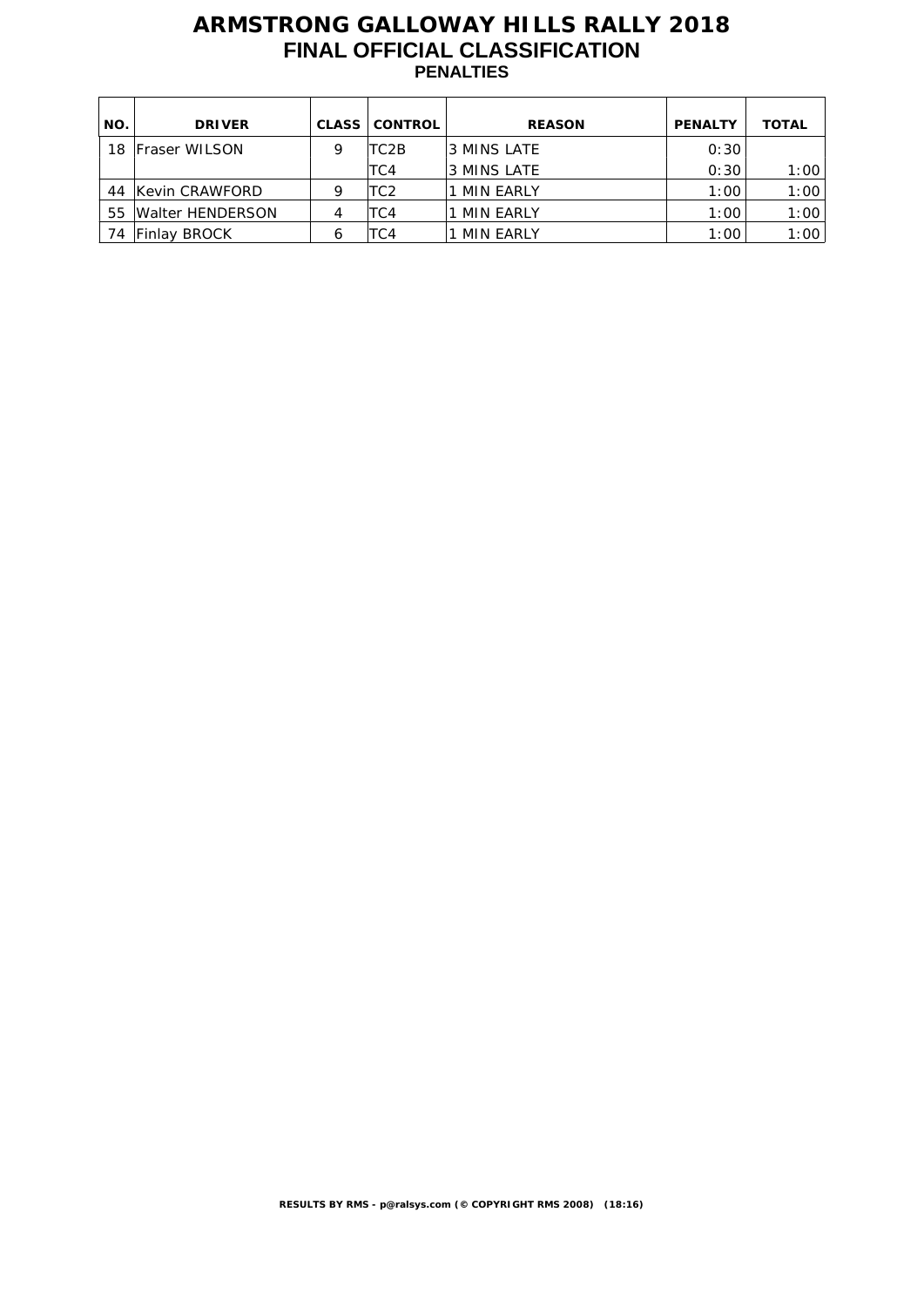# ARMSTRONG GALLOWAY HILLS RALLY 2018

## FINAL OFFICIAL CLASSIFICATION

### PENALTIES

| NO. | DRIVER | CLASS | CONTROL | REASON | PENALTY | TOTAL |
|---|---|---|---|---|---|---|
| 18 | Fraser WILSON | 9 | TC2B | 3 MINS LATE | 0:30 | |
| | | | TC4 | 3 MINS LATE | 0:30 | 1:00 |
| 44 | Kevin CRAWFORD | 9 | TC2 | 1 MIN EARLY | 1:00 | 1:00 |
| 55 | Walter HENDERSON | 4 | TC4 | 1 MIN EARLY | 1:00 | 1:00 |
| 74 | Finlay BROCK | 6 | TC4 | 1 MIN EARLY | 1:00 | 1:00 |

**RESULTS BY RMS - p@ralsys.com (© COPYRIGHT RMS 2008) (18:16)**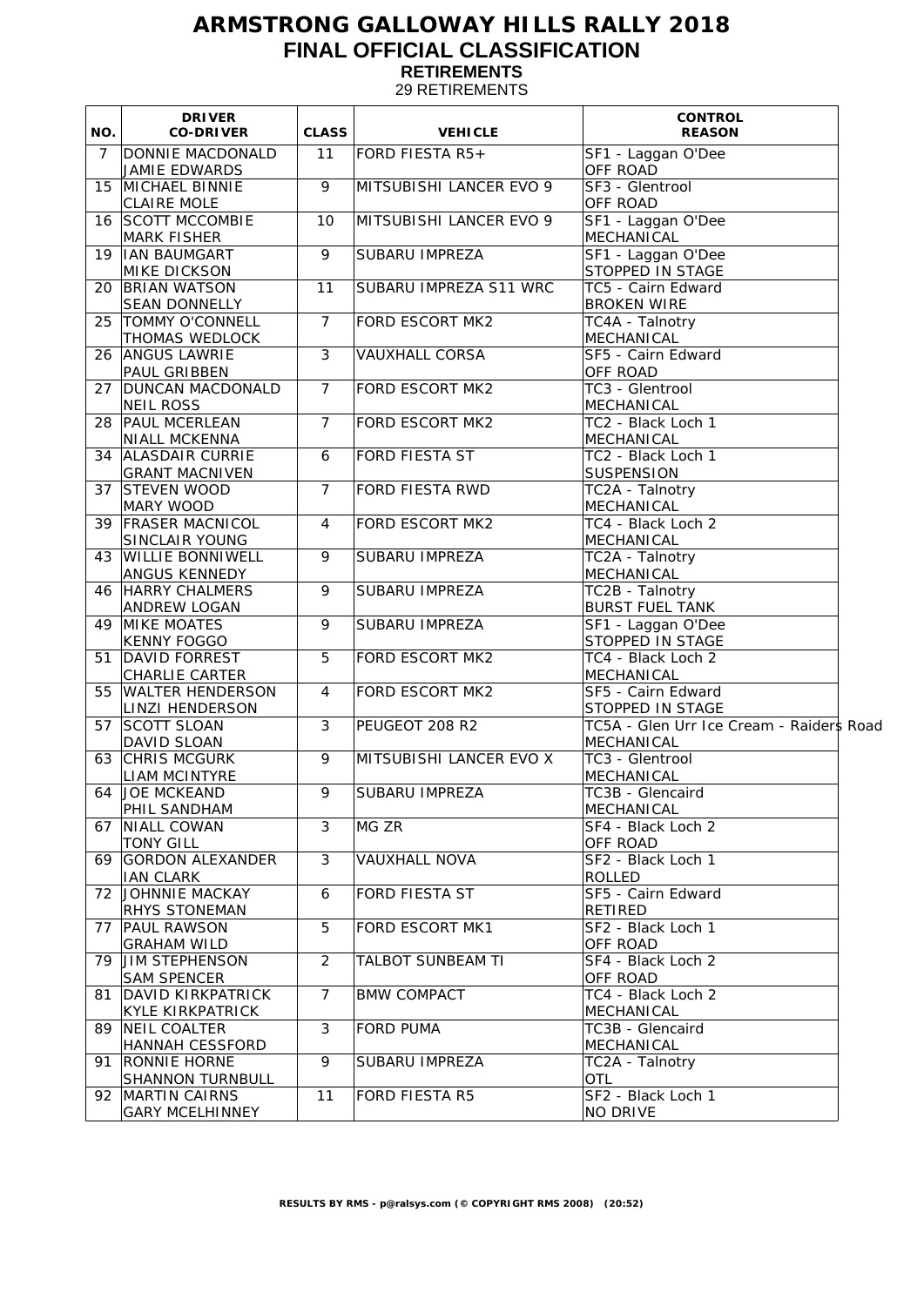# ARMSTRONG GALLOWAY HILLS RALLY 2018

## FINAL OFFICIAL CLASSIFICATION

### RETIREMENTS

29 RETIREMENTS

| NO. | DRIVER<br>CO-DRIVER | CLASS | VEHICLE | CONTROL<br>REASON |
|---|---|---|---|---|
| 7 | DONNIE MACDONALD<br>JAMIE EDWARDS | 11 | FORD FIESTA R5+ | SF1 - Laggan O'Dee<br>OFF ROAD |
| 15 | MICHAEL BINNIE<br>CLAIRE MOLE | 9 | MITSUBISHI LANCER EVO 9 | SF3 - Glentrool<br>OFF ROAD |
| 16 | SCOTT MCCOMBIE<br>MARK FISHER | 10 | MITSUBISHI LANCER EVO 9 | SF1 - Laggan O'Dee<br>MECHANICAL |
| 19 | IAN BAUMGART<br>MIKE DICKSON | 9 | SUBARU IMPREZA | SF1 - Laggan O'Dee<br>STOPPED IN STAGE |
| 20 | BRIAN WATSON<br>SEAN DONNELLY | 11 | SUBARU IMPREZA S11 WRC | TC5 - Cairn Edward<br>BROKEN WIRE |
| 25 | TOMMY O'CONNELL<br>THOMAS WEDLOCK | 7 | FORD ESCORT MK2 | TC4A - Talnotry<br>MECHANICAL |
| 26 | ANGUS LAWRIE<br>PAUL GRIBBEN | 3 | VAUXHALL CORSA | SF5 - Cairn Edward<br>OFF ROAD |
| 27 | DUNCAN MACDONALD<br>NEIL ROSS | 7 | FORD ESCORT MK2 | TC3 - Glentrool<br>MECHANICAL |
| 28 | PAUL MCERLEAN<br>NIALL MCKENNA | 7 | FORD ESCORT MK2 | TC2 - Black Loch 1<br>MECHANICAL |
| 34 | ALASDAIR CURRIE<br>GRANT MACNIVEN | 6 | FORD FIESTA ST | TC2 - Black Loch 1<br>SUSPENSION |
| 37 | STEVEN WOOD<br>MARY WOOD | 7 | FORD FIESTA RWD | TC2A - Talnotry<br>MECHANICAL |
| 39 | FRASER MACNICOL<br>SINCLAIR YOUNG | 4 | FORD ESCORT MK2 | TC4 - Black Loch 2<br>MECHANICAL |
| 43 | WILLIE BONNIWELL<br>ANGUS KENNEDY | 9 | SUBARU IMPREZA | TC2A - Talnotry<br>MECHANICAL |
| 46 | HARRY CHALMERS<br>ANDREW LOGAN | 9 | SUBARU IMPREZA | TC2B - Talnotry<br>BURST FUEL TANK |
| 49 | MIKE MOATES<br>KENNY FOGGO | 9 | SUBARU IMPREZA | SF1 - Laggan O'Dee<br>STOPPED IN STAGE |
| 51 | DAVID FORREST<br>CHARLIE CARTER | 5 | FORD ESCORT MK2 | TC4 - Black Loch 2<br>MECHANICAL |
| 55 | WALTER HENDERSON<br>LINZI HENDERSON | 4 | FORD ESCORT MK2 | SF5 - Cairn Edward<br>STOPPED IN STAGE |
| 57 | SCOTT SLOAN<br>DAVID SLOAN | 3 | PEUGEOT 208 R2 | TC5A - Glen Urr Ice Cream - Raiders Road<br>MECHANICAL |
| 63 | CHRIS MCGURK<br>LIAM MCINTYRE | 9 | MITSUBISHI LANCER EVO X | TC3 - Glentrool<br>MECHANICAL |
| 64 | JOE MCKEAND<br>PHIL SANDHAM | 9 | SUBARU IMPREZA | TC3B - Glencaird<br>MECHANICAL |
| 67 | NIALL COWAN<br>TONY GILL | 3 | MG ZR | SF4 - Black Loch 2<br>OFF ROAD |
| 69 | GORDON ALEXANDER<br>IAN CLARK | 3 | VAUXHALL NOVA | SF2 - Black Loch 1<br>ROLLED |
| 72 | JOHNNIE MACKAY<br>RHYS STONEMAN | 6 | FORD FIESTA ST | SF5 - Cairn Edward<br>RETIRED |
| 77 | PAUL RAWSON<br>GRAHAM WILD | 5 | FORD ESCORT MK1 | SF2 - Black Loch 1<br>OFF ROAD |
| 79 | JIM STEPHENSON<br>SAM SPENCER | 2 | TALBOT SUNBEAM TI | SF4 - Black Loch 2<br>OFF ROAD |
| 81 | DAVID KIRKPATRICK<br>KYLE KIRKPATRICK | 7 | BMW COMPACT | TC4 - Black Loch 2<br>MECHANICAL |
| 89 | NEIL COALTER<br>HANNAH CESSFORD | 3 | FORD PUMA | TC3B - Glencaird<br>MECHANICAL |
| 91 | RONNIE HORNE<br>SHANNON TURNBULL | 9 | SUBARU IMPREZA | TC2A - Talnotry<br>OTL |
| 92 | MARTIN CAIRNS<br>GARY MCELHINNEY | 11 | FORD FIESTA R5 | SF2 - Black Loch 1<br>NO DRIVE |

**RESULTS BY RMS - p@ralsys.com (© COPYRIGHT RMS 2008) (20:52)**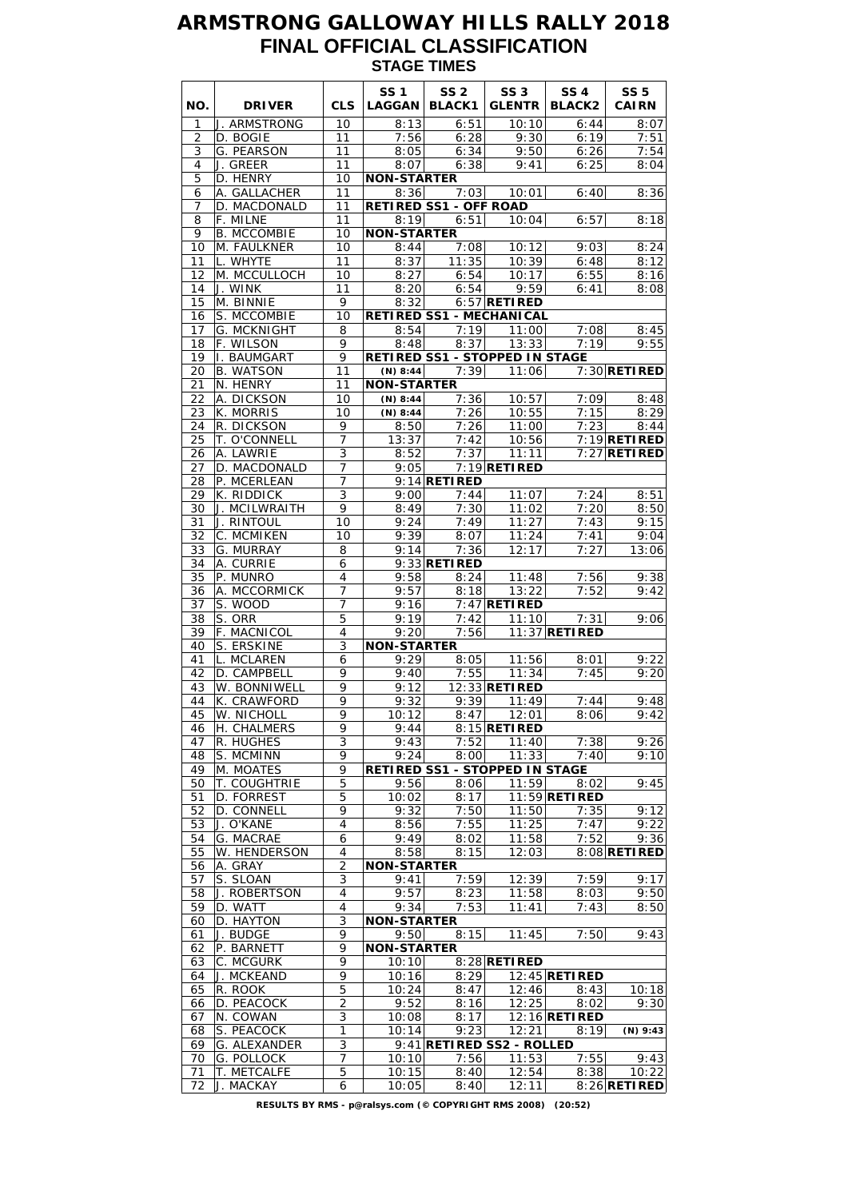# ARMSTRONG GALLOWAY HILLS RALLY 2018

## FINAL OFFICIAL CLASSIFICATION

### STAGE TIMES

| NO. | DRIVER | CLS | SS 1 LAGGAN | SS 2 BLACK1 | SS 3 GLENTR | SS 4 BLACK2 | SS 5 CAIRN |
|---|---|---|---|---|---|---|---|
| 1 | J. ARMSTRONG | 10 | 8:13 | 6:51 | 10:10 | 6:44 | 8:07 |
| 2 | D. BOGIE | 11 | 7:56 | 6:28 | 9:30 | 6:19 | 7:51 |
| 3 | G. PEARSON | 11 | 8:05 | 6:34 | 9:50 | 6:26 | 7:54 |
| 4 | J. GREER | 11 | 8:07 | 6:38 | 9:41 | 6:25 | 8:04 |
| 5 | D. HENRY | 10 | **NON-STARTER** | | | | |
| 6 | A. GALLACHER | 11 | 8:36 | 7:03 | 10:01 | 6:40 | 8:36 |
| 7 | D. MACDONALD | 11 | **RETIRED SS1 - OFF ROAD** | | | | |
| 8 | F. MILNE | 11 | 8:19 | 6:51 | 10:04 | 6:57 | 8:18 |
| 9 | B. MCCOMBIE | 10 | **NON-STARTER** | | | | |
| 10 | M. FAULKNER | 10 | 8:44 | 7:08 | 10:12 | 9:03 | 8:24 |
| 11 | L. WHYTE | 11 | 8:37 | 11:35 | 10:39 | 6:48 | 8:12 |
| 12 | M. MCCULLOCH | 10 | 8:27 | 6:54 | 10:17 | 6:55 | 8:16 |
| 14 | J. WINK | 11 | 8:20 | 6:54 | 9:59 | 6:41 | 8:08 |
| 15 | M. BINNIE | 9 | 8:32 | 6:57 | **RETIRED** | | |
| 16 | S. MCCOMBIE | 10 | **RETIRED SS1 - MECHANICAL** | | | | |
| 17 | G. MCKNIGHT | 8 | 8:54 | 7:19 | 11:00 | 7:08 | 8:45 |
| 18 | F. WILSON | 9 | 8:48 | 8:37 | 13:33 | 7:19 | 9:55 |
| 19 | I. BAUMGART | 9 | **RETIRED SS1 - STOPPED IN STAGE** | | | | |
| 20 | B. WATSON | 11 | (N) 8:44 | 7:39 | 11:06 | 7:30 | **RETIRED** |
| 21 | N. HENRY | 11 | **NON-STARTER** | | | | |
| 22 | A. DICKSON | 10 | (N) 8:44 | 7:36 | 10:57 | 7:09 | 8:48 |
| 23 | K. MORRIS | 10 | (N) 8:44 | 7:26 | 10:55 | 7:15 | 8:29 |
| 24 | R. DICKSON | 9 | 8:50 | 7:26 | 11:00 | 7:23 | 8:44 |
| 25 | T. O'CONNELL | 7 | 13:37 | 7:42 | 10:56 | 7:19 | **RETIRED** |
| 26 | A. LAWRIE | 3 | 8:52 | 7:37 | 11:11 | 7:27 | **RETIRED** |
| 27 | D. MACDONALD | 7 | 9:05 | 7:19 | **RETIRED** | | |
| 28 | P. MCERLEAN | 7 | 9:14 | **RETIRED** | | | |
| 29 | K. RIDDICK | 3 | 9:00 | 7:44 | 11:07 | 7:24 | 8:51 |
| 30 | J. MCILWRAITH | 9 | 8:49 | 7:30 | 11:02 | 7:20 | 8:50 |
| 31 | J. RINTOUL | 10 | 9:24 | 7:49 | 11:27 | 7:43 | 9:15 |
| 32 | C. MCMIKEN | 10 | 9:39 | 8:07 | 11:24 | 7:41 | 9:04 |
| 33 | G. MURRAY | 8 | 9:14 | 7:36 | 12:17 | 7:27 | 13:06 |
| 34 | A. CURRIE | 6 | 9:33 | **RETIRED** | | | |
| 35 | P. MUNRO | 4 | 9:58 | 8:24 | 11:48 | 7:56 | 9:38 |
| 36 | A. MCCORMICK | 7 | 9:57 | 8:18 | 13:22 | 7:52 | 9:42 |
| 37 | S. WOOD | 7 | 9:16 | 7:47 | **RETIRED** | | |
| 38 | S. ORR | 5 | 9:19 | 7:42 | 11:10 | 7:31 | 9:06 |
| 39 | F. MACNICOL | 4 | 9:20 | 7:56 | 11:37 | **RETIRED** | |
| 40 | S. ERSKINE | 3 | **NON-STARTER** | | | | |
| 41 | L. MCLAREN | 6 | 9:29 | 8:05 | 11:56 | 8:01 | 9:22 |
| 42 | D. CAMPBELL | 9 | 9:40 | 7:55 | 11:34 | 7:45 | 9:20 |
| 43 | W. BONNIWELL | 9 | 9:12 | 12:33 | **RETIRED** | | |
| 44 | K. CRAWFORD | 9 | 9:32 | 9:39 | 11:49 | 7:44 | 9:48 |
| 45 | W. NICHOLL | 9 | 10:12 | 8:47 | 12:01 | 8:06 | 9:42 |
| 46 | H. CHALMERS | 9 | 9:44 | 8:15 | **RETIRED** | | |
| 47 | R. HUGHES | 3 | 9:43 | 7:52 | 11:40 | 7:38 | 9:26 |
| 48 | S. MCMINN | 9 | 9:24 | 8:00 | 11:33 | 7:40 | 9:10 |
| 49 | M. MOATES | 9 | **RETIRED SS1 - STOPPED IN STAGE** | | | | |
| 50 | T. COUGHTRIE | 5 | 9:56 | 8:06 | 11:59 | 8:02 | 9:45 |
| 51 | D. FORREST | 5 | 10:02 | 8:17 | 11:59 | **RETIRED** | |
| 52 | D. CONNELL | 9 | 9:32 | 7:50 | 11:50 | 7:35 | 9:12 |
| 53 | J. O'KANE | 4 | 8:56 | 7:55 | 11:25 | 7:47 | 9:22 |
| 54 | G. MACRAE | 6 | 9:49 | 8:02 | 11:58 | 7:52 | 9:36 |
| 55 | W. HENDERSON | 4 | 8:58 | 8:15 | 12:03 | 8:08 | **RETIRED** |
| 56 | A. GRAY | 2 | **NON-STARTER** | | | | |
| 57 | S. SLOAN | 3 | 9:41 | 7:59 | 12:39 | 7:59 | 9:17 |
| 58 | J. ROBERTSON | 4 | 9:57 | 8:23 | 11:58 | 8:03 | 9:50 |
| 59 | D. WATT | 4 | 9:34 | 7:53 | 11:41 | 7:43 | 8:50 |
| 60 | D. HAYTON | 3 | **NON-STARTER** | | | | |
| 61 | J. BUDGE | 9 | 9:50 | 8:15 | 11:45 | 7:50 | 9:43 |
| 62 | P. BARNETT | 9 | **NON-STARTER** | | | | |
| 63 | C. MCGURK | 9 | 10:10 | 8:28 | **RETIRED** | | |
| 64 | J. MCKEAND | 9 | 10:16 | 8:29 | 12:45 | **RETIRED** | |
| 65 | R. ROOK | 5 | 10:24 | 8:47 | 12:46 | 8:43 | 10:18 |
| 66 | D. PEACOCK | 2 | 9:52 | 8:16 | 12:25 | 8:02 | 9:30 |
| 67 | N. COWAN | 3 | 10:08 | 8:17 | 12:16 | **RETIRED** | |
| 68 | S. PEACOCK | 1 | 10:14 | 9:23 | 12:21 | 8:19 | (N) 9:43 |
| 69 | G. ALEXANDER | 3 | 9:41 | **RETIRED SS2 - ROLLED** | | | |
| 70 | G. POLLOCK | 7 | 10:10 | 7:56 | 11:53 | 7:55 | 9:43 |
| 71 | T. METCALFE | 5 | 10:15 | 8:40 | 12:54 | 8:38 | 10:22 |
| 72 | J. MACKAY | 6 | 10:05 | 8:40 | 12:11 | 8:26 | **RETIRED** |

**RESULTS BY RMS - p@ralsys.com (© COPYRIGHT RMS 2008) (20:52)**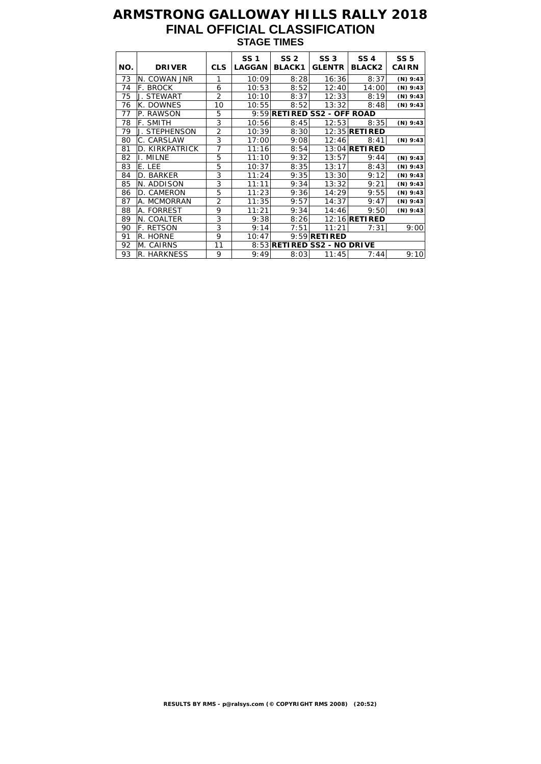# ARMSTRONG GALLOWAY HILLS RALLY 2018

## FINAL OFFICIAL CLASSIFICATION

### STAGE TIMES

| NO. | DRIVER | CLS | SS 1 LAGGAN | SS 2 BLACK1 | SS 3 GLENTR | SS 4 BLACK2 | SS 5 CAIRN |
|---|---|---|---|---|---|---|---|
| 73 | N. COWAN JNR | 1 | 10:09 | 8:28 | 16:36 | 8:37 | (N) 9:43 |
| 74 | F. BROCK | 6 | 10:53 | 8:52 | 12:40 | 14:00 | (N) 9:43 |
| 75 | J. STEWART | 2 | 10:10 | 8:37 | 12:33 | 8:19 | (N) 9:43 |
| 76 | K. DOWNES | 10 | 10:55 | 8:52 | 13:32 | 8:48 | (N) 9:43 |
| 77 | P. RAWSON | 5 | 9:59 | **RETIRED SS2 - OFF ROAD** | | | |
| 78 | F. SMITH | 3 | 10:56 | 8:45 | 12:53 | 8:35 | (N) 9:43 |
| 79 | J. STEPHENSON | 2 | 10:39 | 8:30 | 12:35 | **RETIRED** | |
| 80 | C. CARSLAW | 3 | 17:00 | 9:08 | 12:46 | 8:41 | (N) 9:43 |
| 81 | D. KIRKPATRICK | 7 | 11:16 | 8:54 | 13:04 | **RETIRED** | |
| 82 | I. MILNE | 5 | 11:10 | 9:32 | 13:57 | 9:44 | (N) 9:43 |
| 83 | E. LEE | 5 | 10:37 | 8:35 | 13:17 | 8:43 | (N) 9:43 |
| 84 | D. BARKER | 3 | 11:24 | 9:35 | 13:30 | 9:12 | (N) 9:43 |
| 85 | N. ADDISON | 3 | 11:11 | 9:34 | 13:32 | 9:21 | (N) 9:43 |
| 86 | D. CAMERON | 5 | 11:23 | 9:36 | 14:29 | 9:55 | (N) 9:43 |
| 87 | A. MCMORRAN | 2 | 11:35 | 9:57 | 14:37 | 9:47 | (N) 9:43 |
| 88 | A. FORREST | 9 | 11:21 | 9:34 | 14:46 | 9:50 | (N) 9:43 |
| 89 | N. COALTER | 3 | 9:38 | 8:26 | 12:16 | **RETIRED** | |
| 90 | F. RETSON | 3 | 9:14 | 7:51 | 11:21 | 7:31 | 9:00 |
| 91 | R. HORNE | 9 | 10:47 | 9:59 | **RETIRED** | | |
| 92 | M. CAIRNS | 11 | 8:53 | **RETIRED SS2 - NO DRIVE** | | | |
| 93 | R. HARKNESS | 9 | 9:49 | 8:03 | 11:45 | 7:44 | 9:10 |

**RESULTS BY RMS - p@ralsys.com (© COPYRIGHT RMS 2008) (20:52)**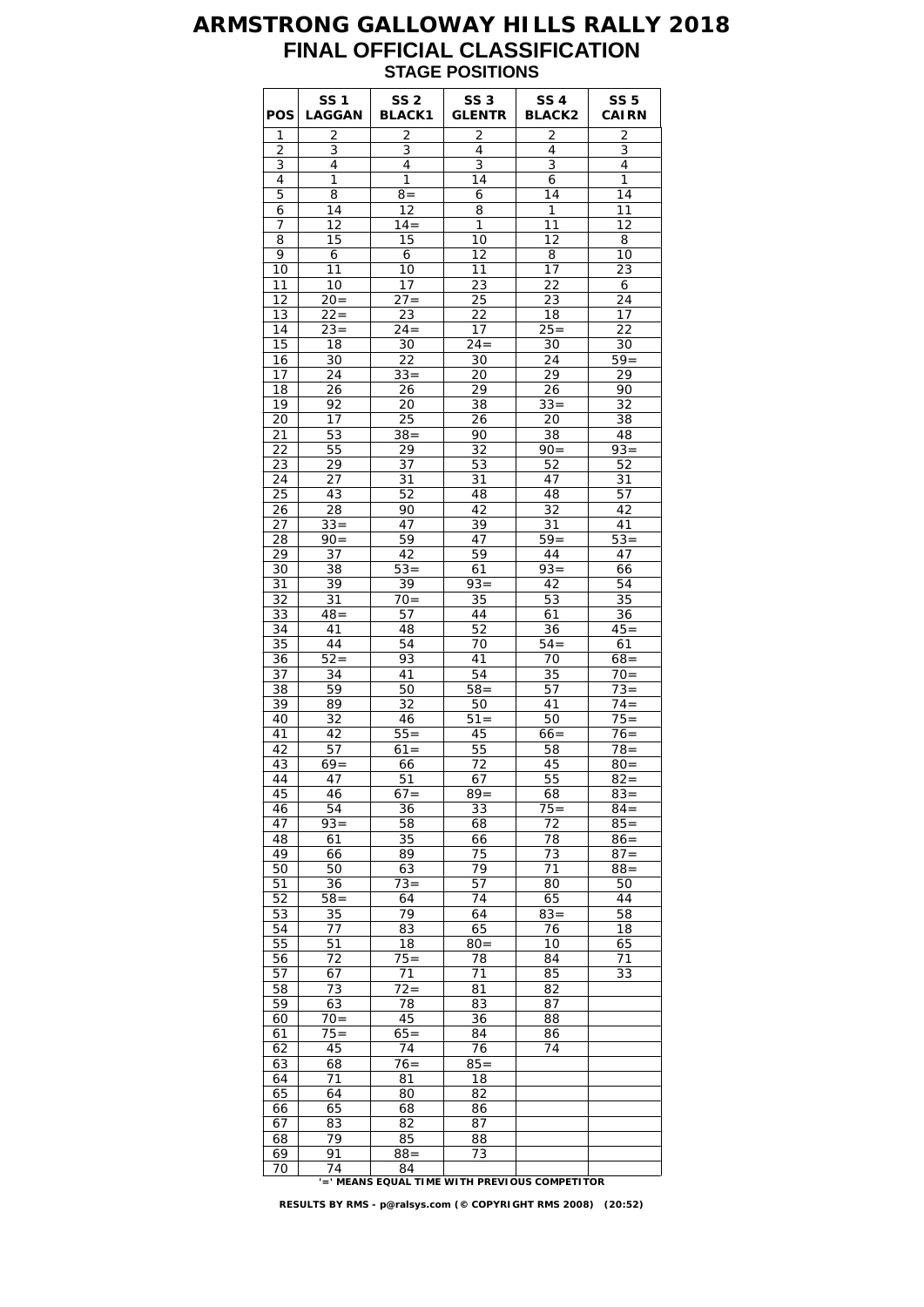# ARMSTRONG GALLOWAY HILLS RALLY 2018
## FINAL OFFICIAL CLASSIFICATION
### STAGE POSITIONS

| POS | SS 1 LAGGAN | SS 2 BLACK1 | SS 3 GLENTR | SS 4 BLACK2 | SS 5 CAIRN |
|---|---|---|---|---|---|
| 1 | 2 | 2 | 2 | 2 | 2 |
| 2 | 3 | 3 | 4 | 4 | 3 |
| 3 | 4 | 4 | 3 | 3 | 4 |
| 4 | 1 | 1 | 14 | 6 | 1 |
| 5 | 8 | 8= | 6 | 14 | 14 |
| 6 | 14 | 12 | 8 | 1 | 11 |
| 7 | 12 | 14= | 1 | 11 | 12 |
| 8 | 15 | 15 | 10 | 12 | 8 |
| 9 | 6 | 6 | 12 | 8 | 10 |
| 10 | 11 | 10 | 11 | 17 | 23 |
| 11 | 10 | 17 | 23 | 22 | 6 |
| 12 | 20= | 27= | 25 | 23 | 24 |
| 13 | 22= | 23 | 22 | 18 | 17 |
| 14 | 23= | 24= | 17 | 25= | 22 |
| 15 | 18 | 30 | 24= | 30 | 30 |
| 16 | 30 | 22 | 30 | 24 | 59= |
| 17 | 24 | 33= | 20 | 29 | 29 |
| 18 | 26 | 26 | 29 | 26 | 90 |
| 19 | 92 | 20 | 38 | 33= | 32 |
| 20 | 17 | 25 | 26 | 20 | 38 |
| 21 | 53 | 38= | 90 | 38 | 48 |
| 22 | 55 | 29 | 32 | 90= | 93= |
| 23 | 29 | 37 | 53 | 52 | 52 |
| 24 | 27 | 31 | 31 | 47 | 31 |
| 25 | 43 | 52 | 48 | 48 | 57 |
| 26 | 28 | 90 | 42 | 32 | 42 |
| 27 | 33= | 47 | 39 | 31 | 41 |
| 28 | 90= | 59 | 47 | 59= | 53= |
| 29 | 37 | 42 | 59 | 44 | 47 |
| 30 | 38 | 53= | 61 | 93= | 66 |
| 31 | 39 | 39 | 93= | 42 | 54 |
| 32 | 31 | 70= | 35 | 53 | 35 |
| 33 | 48= | 57 | 44 | 61 | 36 |
| 34 | 41 | 48 | 52 | 36 | 45= |
| 35 | 44 | 54 | 70 | 54= | 61 |
| 36 | 52= | 93 | 41 | 70 | 68= |
| 37 | 34 | 41 | 54 | 35 | 70= |
| 38 | 59 | 50 | 58= | 57 | 73= |
| 39 | 89 | 32 | 50 | 41 | 74= |
| 40 | 32 | 46 | 51= | 50 | 75= |
| 41 | 42 | 55= | 45 | 66= | 76= |
| 42 | 57 | 61= | 55 | 58 | 78= |
| 43 | 69= | 66 | 72 | 45 | 80= |
| 44 | 47 | 51 | 67 | 55 | 82= |
| 45 | 46 | 67= | 89= | 68 | 83= |
| 46 | 54 | 36 | 33 | 75= | 84= |
| 47 | 93= | 58 | 68 | 72 | 85= |
| 48 | 61 | 35 | 66 | 78 | 86= |
| 49 | 66 | 89 | 75 | 73 | 87= |
| 50 | 50 | 63 | 79 | 71 | 88= |
| 51 | 36 | 73= | 57 | 80 | 50 |
| 52 | 58= | 64 | 74 | 65 | 44 |
| 53 | 35 | 79 | 64 | 83= | 58 |
| 54 | 77 | 83 | 65 | 76 | 18 |
| 55 | 51 | 18 | 80= | 10 | 65 |
| 56 | 72 | 75= | 78 | 84 | 71 |
| 57 | 67 | 71 | 71 | 85 | 33 |
| 58 | 73 | 72= | 81 | 82 | |
| 59 | 63 | 78 | 83 | 87 | |
| 60 | 70= | 45 | 36 | 88 | |
| 61 | 75= | 65= | 84 | 86 | |
| 62 | 45 | 74 | 76 | 74 | |
| 63 | 68 | 76= | 85= | | |
| 64 | 71 | 81 | 18 | | |
| 65 | 64 | 80 | 82 | | |
| 66 | 65 | 68 | 86 | | |
| 67 | 83 | 82 | 87 | | |
| 68 | 79 | 85 | 88 | | |
| 69 | 91 | 88= | 73 | | |
| 70 | 74 | 84 | | | |

'=' MEANS EQUAL TIME WITH PREVIOUS COMPETITOR

RESULTS BY RMS - p@ralsys.com (© COPYRIGHT RMS 2008) (20:52)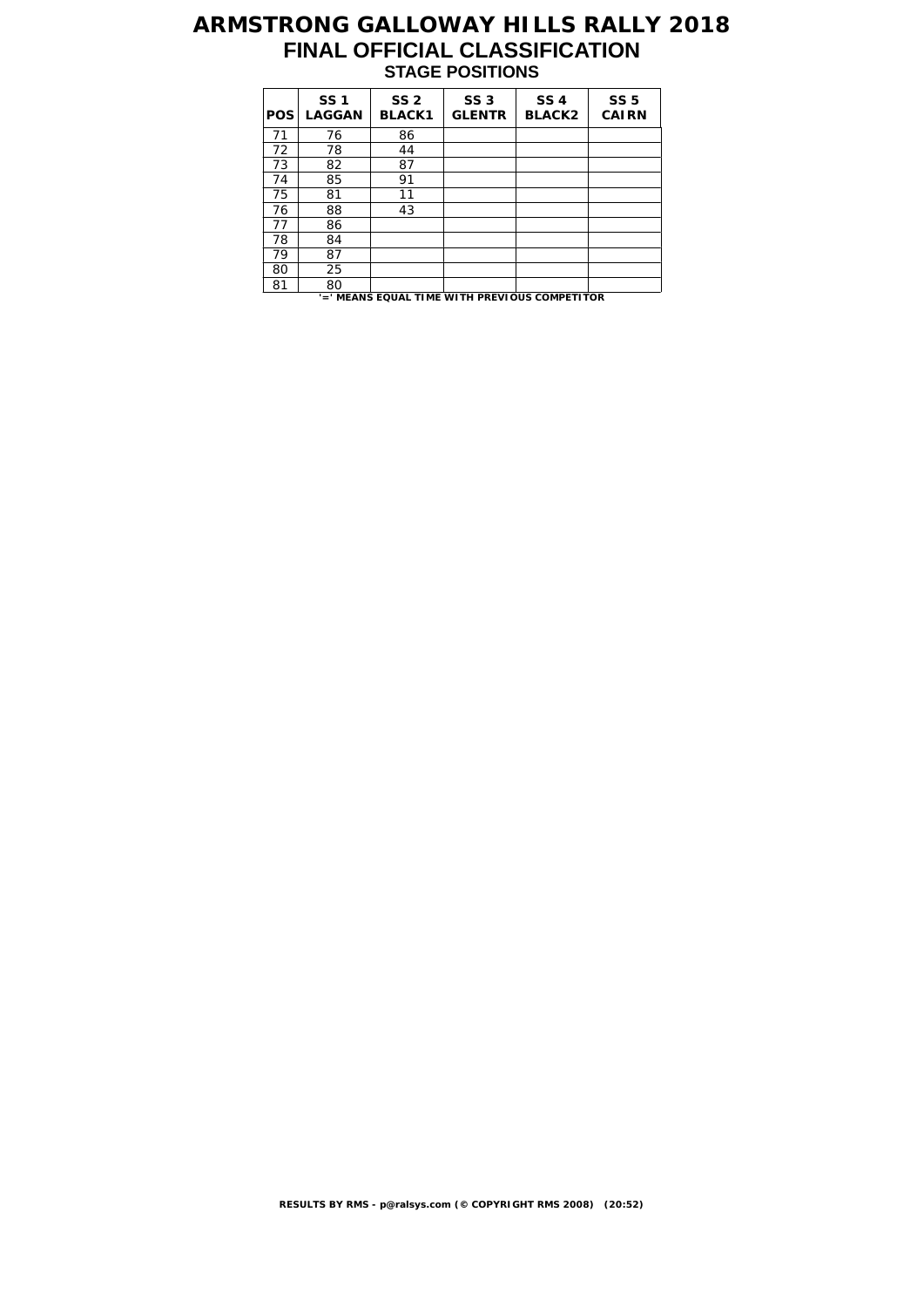# ARMSTRONG GALLOWAY HILLS RALLY 2018

## FINAL OFFICIAL CLASSIFICATION

### STAGE POSITIONS

| POS | SS 1 LAGGAN | SS 2 BLACK1 | SS 3 GLENTR | SS 4 BLACK2 | SS 5 CAIRN |
|---|---|---|---|---|---|
| 71 | 76 | 86 | | | |
| 72 | 78 | 44 | | | |
| 73 | 82 | 87 | | | |
| 74 | 85 | 91 | | | |
| 75 | 81 | 11 | | | |
| 76 | 88 | 43 | | | |
| 77 | 86 | | | | |
| 78 | 84 | | | | |
| 79 | 87 | | | | |
| 80 | 25 | | | | |
| 81 | 80 | | | | |

**'=' MEANS EQUAL TIME WITH PREVIOUS COMPETITOR**

**RESULTS BY RMS - p@ralsys.com (© COPYRIGHT RMS 2008) (20:52)**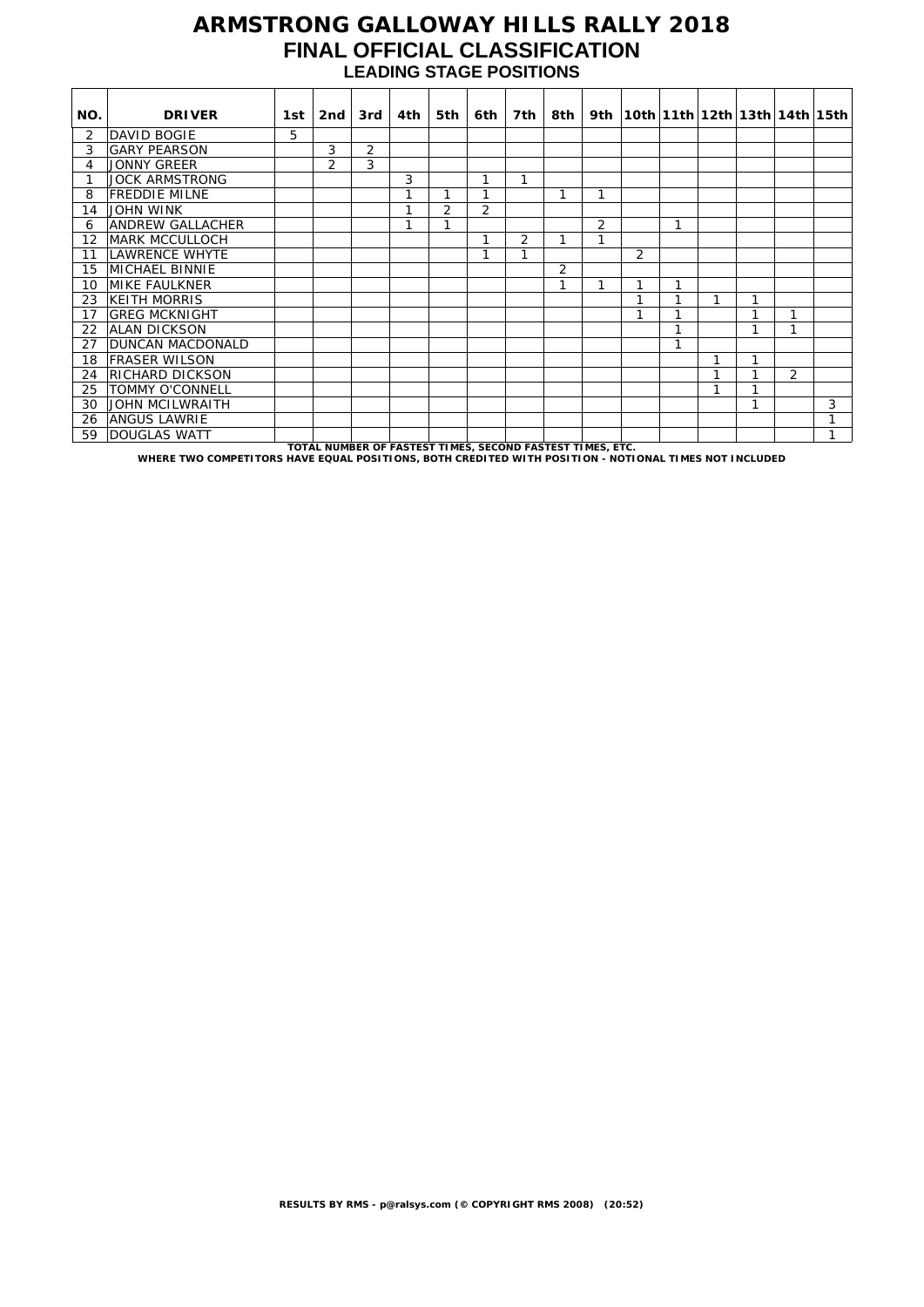# ARMSTRONG GALLOWAY HILLS RALLY 2018

## FINAL OFFICIAL CLASSIFICATION

### LEADING STAGE POSITIONS

| NO. | DRIVER | 1st | 2nd | 3rd | 4th | 5th | 6th | 7th | 8th | 9th | 10th | 11th | 12th | 13th | 14th | 15th |
|---|---|---|---|---|---|---|---|---|---|---|---|---|---|---|---|---|
| 2 | DAVID BOGIE | 5 | | | | | | | | | | | | | | |
| 3 | GARY PEARSON | | 3 | 2 | | | | | | | | | | | | |
| 4 | JONNY GREER | | 2 | 3 | | | | | | | | | | | | |
| 1 | JOCK ARMSTRONG | | | | 3 | | 1 | 1 | | | | | | | | |
| 8 | FREDDIE MILNE | | | | 1 | 1 | 1 | | 1 | 1 | | | | | | |
| 14 | JOHN WINK | | | | 1 | 2 | 2 | | | | | | | | | |
| 6 | ANDREW GALLACHER | | | | 1 | 1 | | | | 2 | | 1 | | | | |
| 12 | MARK MCCULLOCH | | | | | | 1 | 2 | 1 | 1 | | | | | | |
| 11 | LAWRENCE WHYTE | | | | | | 1 | 1 | | | 2 | | | | | |
| 15 | MICHAEL BINNIE | | | | | | | | 2 | | | | | | | |
| 10 | MIKE FAULKNER | | | | | | | | 1 | 1 | 1 | 1 | | | | |
| 23 | KEITH MORRIS | | | | | | | | | | 1 | 1 | 1 | 1 | | |
| 17 | GREG MCKNIGHT | | | | | | | | | | 1 | 1 | | 1 | 1 | |
| 22 | ALAN DICKSON | | | | | | | | | | | 1 | | 1 | 1 | |
| 27 | DUNCAN MACDONALD | | | | | | | | | | | 1 | | | | |
| 18 | FRASER WILSON | | | | | | | | | | | | 1 | 1 | | |
| 24 | RICHARD DICKSON | | | | | | | | | | | | 1 | 1 | 2 | |
| 25 | TOMMY O'CONNELL | | | | | | | | | | | | 1 | 1 | | |
| 30 | JOHN MCILWRAITH | | | | | | | | | | | | | 1 | | 3 |
| 26 | ANGUS LAWRIE | | | | | | | | | | | | | | | 1 |
| 59 | DOUGLAS WATT | | | | | | | | | | | | | | | 1 |

**TOTAL NUMBER OF FASTEST TIMES, SECOND FASTEST TIMES, ETC.**

**WHERE TWO COMPETITORS HAVE EQUAL POSITIONS, BOTH CREDITED WITH POSITION - NOTIONAL TIMES NOT INCLUDED**

**RESULTS BY RMS - p@ralsys.com (© COPYRIGHT RMS 2008) (20:52)**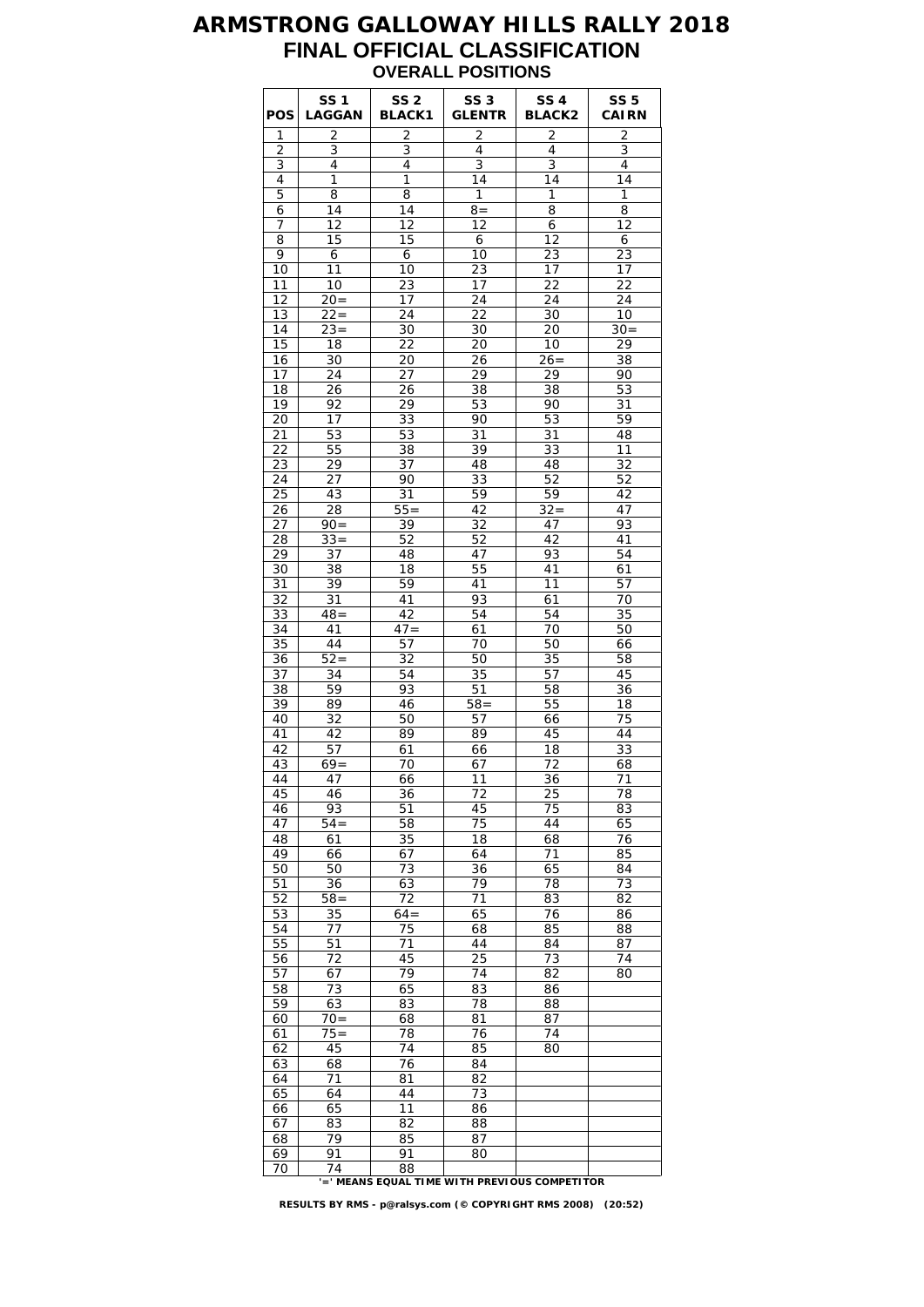# ARMSTRONG GALLOWAY HILLS RALLY 2018

## FINAL OFFICIAL CLASSIFICATION

### OVERALL POSITIONS

| POS | SS 1 LAGGAN | SS 2 BLACK1 | SS 3 GLENTR | SS 4 BLACK2 | SS 5 CAIRN |
|---|---|---|---|---|---|
| 1 | 2 | 2 | 2 | 2 | 2 |
| 2 | 3 | 3 | 4 | 4 | 3 |
| 3 | 4 | 4 | 3 | 3 | 4 |
| 4 | 1 | 1 | 14 | 14 | 14 |
| 5 | 8 | 8 | 1 | 1 | 1 |
| 6 | 14 | 14 | 8= | 8 | 8 |
| 7 | 12 | 12 | 12 | 6 | 12 |
| 8 | 15 | 15 | 6 | 12 | 6 |
| 9 | 6 | 6 | 10 | 23 | 23 |
| 10 | 11 | 10 | 23 | 17 | 17 |
| 11 | 10 | 23 | 17 | 22 | 22 |
| 12 | 20= | 17 | 24 | 24 | 24 |
| 13 | 22= | 24 | 22 | 30 | 10 |
| 14 | 23= | 30 | 30 | 20 | 30= |
| 15 | 18 | 22 | 20 | 10 | 29 |
| 16 | 30 | 20 | 26 | 26= | 38 |
| 17 | 24 | 27 | 29 | 29 | 90 |
| 18 | 26 | 26 | 38 | 38 | 53 |
| 19 | 92 | 29 | 53 | 90 | 31 |
| 20 | 17 | 33 | 90 | 53 | 59 |
| 21 | 53 | 53 | 31 | 31 | 48 |
| 22 | 55 | 38 | 39 | 33 | 11 |
| 23 | 29 | 37 | 48 | 48 | 32 |
| 24 | 27 | 90 | 33 | 52 | 52 |
| 25 | 43 | 31 | 59 | 59 | 42 |
| 26 | 28 | 55= | 42 | 32= | 47 |
| 27 | 90= | 39 | 32 | 47 | 93 |
| 28 | 33= | 52 | 52 | 42 | 41 |
| 29 | 37 | 48 | 47 | 93 | 54 |
| 30 | 38 | 18 | 55 | 41 | 61 |
| 31 | 39 | 59 | 41 | 11 | 57 |
| 32 | 31 | 41 | 93 | 61 | 70 |
| 33 | 48= | 42 | 54 | 54 | 35 |
| 34 | 41 | 47= | 61 | 70 | 50 |
| 35 | 44 | 57 | 70 | 50 | 66 |
| 36 | 52= | 32 | 50 | 35 | 58 |
| 37 | 34 | 54 | 35 | 57 | 45 |
| 38 | 59 | 93 | 51 | 58 | 36 |
| 39 | 89 | 46 | 58= | 55 | 18 |
| 40 | 32 | 50 | 57 | 66 | 75 |
| 41 | 42 | 89 | 89 | 45 | 44 |
| 42 | 57 | 61 | 66 | 18 | 33 |
| 43 | 69= | 70 | 67 | 72 | 68 |
| 44 | 47 | 66 | 11 | 36 | 71 |
| 45 | 46 | 36 | 72 | 25 | 78 |
| 46 | 93 | 51 | 45 | 75 | 83 |
| 47 | 54= | 58 | 75 | 44 | 65 |
| 48 | 61 | 35 | 18 | 68 | 76 |
| 49 | 66 | 67 | 64 | 71 | 85 |
| 50 | 50 | 73 | 36 | 65 | 84 |
| 51 | 36 | 63 | 79 | 78 | 73 |
| 52 | 58= | 72 | 71 | 83 | 82 |
| 53 | 35 | 64= | 65 | 76 | 86 |
| 54 | 77 | 75 | 68 | 85 | 88 |
| 55 | 51 | 71 | 44 | 84 | 87 |
| 56 | 72 | 45 | 25 | 73 | 74 |
| 57 | 67 | 79 | 74 | 82 | 80 |
| 58 | 73 | 65 | 83 | 86 | |
| 59 | 63 | 83 | 78 | 88 | |
| 60 | 70= | 68 | 81 | 87 | |
| 61 | 75= | 78 | 76 | 74 | |
| 62 | 45 | 74 | 85 | 80 | |
| 63 | 68 | 76 | 84 | | |
| 64 | 71 | 81 | 82 | | |
| 65 | 64 | 44 | 73 | | |
| 66 | 65 | 11 | 86 | | |
| 67 | 83 | 82 | 88 | | |
| 68 | 79 | 85 | 87 | | |
| 69 | 91 | 91 | 80 | | |
| 70 | 74 | 88 | | | |

'=' MEANS EQUAL TIME WITH PREVIOUS COMPETITOR

RESULTS BY RMS - p@ralsys.com (© COPYRIGHT RMS 2008) (20:52)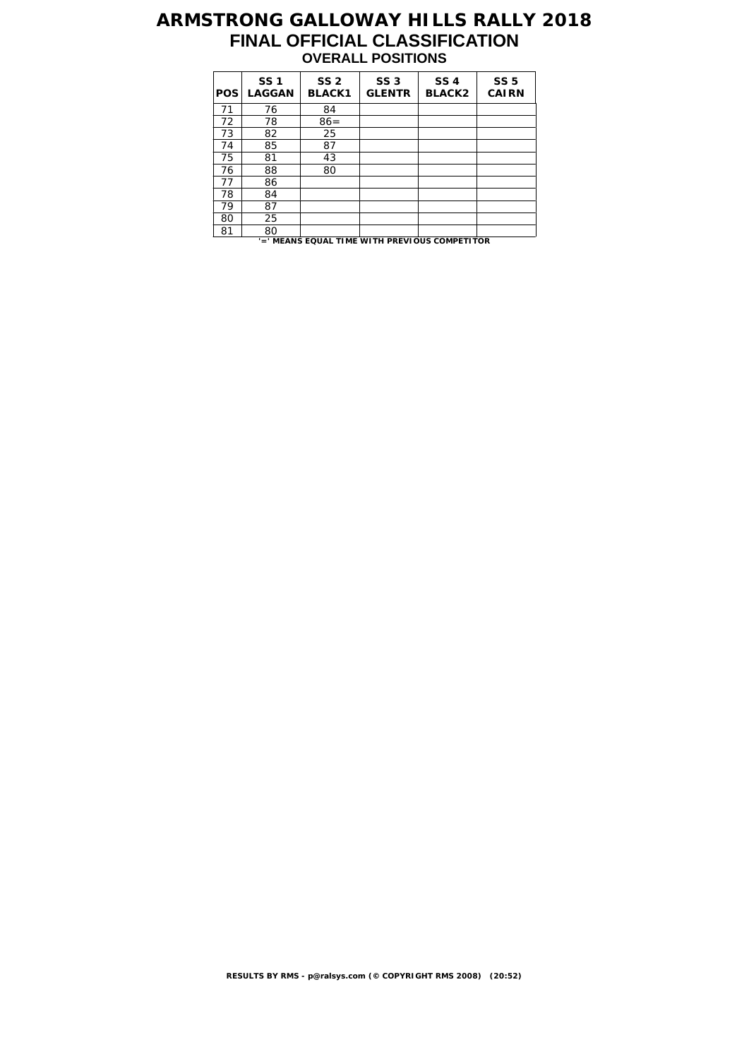# ARMSTRONG GALLOWAY HILLS RALLY 2018

## FINAL OFFICIAL CLASSIFICATION

### OVERALL POSITIONS

| POS | SS 1 LAGGAN | SS 2 BLACK1 | SS 3 GLENTR | SS 4 BLACK2 | SS 5 CAIRN |
|---|---|---|---|---|---|
| 71 | 76 | 84 | | | |
| 72 | 78 | 86= | | | |
| 73 | 82 | 25 | | | |
| 74 | 85 | 87 | | | |
| 75 | 81 | 43 | | | |
| 76 | 88 | 80 | | | |
| 77 | 86 | | | | |
| 78 | 84 | | | | |
| 79 | 87 | | | | |
| 80 | 25 | | | | |
| 81 | 80 | | | | |

**'=' MEANS EQUAL TIME WITH PREVIOUS COMPETITOR**

**RESULTS BY RMS - p@ralsys.com (© COPYRIGHT RMS 2008) (20:52)**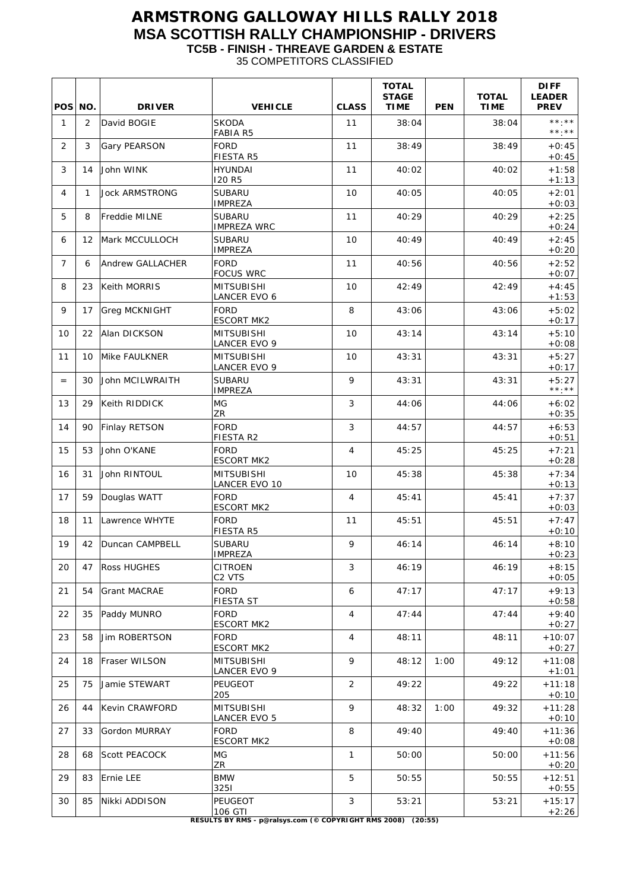# ARMSTRONG GALLOWAY HILLS RALLY 2018

## MSA SCOTTISH RALLY CHAMPIONSHIP - DRIVERS

### TC5B - FINISH - THREAVE GARDEN & ESTATE

35 COMPETITORS CLASSIFIED

| POS | NO. | DRIVER | VEHICLE | CLASS | TOTAL STAGE TIME | PEN | TOTAL TIME | DIFF LEADER PREV |
|---|---|---|---|---|---|---|---|---|
| 1 | 2 | David BOGIE | SKODA FABIA R5 | 11 | 38:04 | | 38:04 | **:** **:** |
| 2 | 3 | Gary PEARSON | FORD FIESTA R5 | 11 | 38:49 | | 38:49 | +0:45 +0:45 |
| 3 | 14 | John WINK | HYUNDAI I20 R5 | 11 | 40:02 | | 40:02 | +1:58 +1:13 |
| 4 | 1 | Jock ARMSTRONG | SUBARU IMPREZA | 10 | 40:05 | | 40:05 | +2:01 +0:03 |
| 5 | 8 | Freddie MILNE | SUBARU IMPREZA WRC | 11 | 40:29 | | 40:29 | +2:25 +0:24 |
| 6 | 12 | Mark MCCULLOCH | SUBARU IMPREZA | 10 | 40:49 | | 40:49 | +2:45 +0:20 |
| 7 | 6 | Andrew GALLACHER | FORD FOCUS WRC | 11 | 40:56 | | 40:56 | +2:52 +0:07 |
| 8 | 23 | Keith MORRIS | MITSUBISHI LANCER EVO 6 | 10 | 42:49 | | 42:49 | +4:45 +1:53 |
| 9 | 17 | Greg MCKNIGHT | FORD ESCORT MK2 | 8 | 43:06 | | 43:06 | +5:02 +0:17 |
| 10 | 22 | Alan DICKSON | MITSUBISHI LANCER EVO 9 | 10 | 43:14 | | 43:14 | +5:10 +0:08 |
| 11 | 10 | Mike FAULKNER | MITSUBISHI LANCER EVO 9 | 10 | 43:31 | | 43:31 | +5:27 +0:17 |
| = | 30 | John MCILWRAITH | SUBARU IMPREZA | 9 | 43:31 | | 43:31 | +5:27 **:** |
| 13 | 29 | Keith RIDDICK | MG ZR | 3 | 44:06 | | 44:06 | +6:02 +0:35 |
| 14 | 90 | Finlay RETSON | FORD FIESTA R2 | 3 | 44:57 | | 44:57 | +6:53 +0:51 |
| 15 | 53 | John O'KANE | FORD ESCORT MK2 | 4 | 45:25 | | 45:25 | +7:21 +0:28 |
| 16 | 31 | John RINTOUL | MITSUBISHI LANCER EVO 10 | 10 | 45:38 | | 45:38 | +7:34 +0:13 |
| 17 | 59 | Douglas WATT | FORD ESCORT MK2 | 4 | 45:41 | | 45:41 | +7:37 +0:03 |
| 18 | 11 | Lawrence WHYTE | FORD FIESTA R5 | 11 | 45:51 | | 45:51 | +7:47 +0:10 |
| 19 | 42 | Duncan CAMPBELL | SUBARU IMPREZA | 9 | 46:14 | | 46:14 | +8:10 +0:23 |
| 20 | 47 | Ross HUGHES | CITROEN C2 VTS | 3 | 46:19 | | 46:19 | +8:15 +0:05 |
| 21 | 54 | Grant MACRAE | FORD FIESTA ST | 6 | 47:17 | | 47:17 | +9:13 +0:58 |
| 22 | 35 | Paddy MUNRO | FORD ESCORT MK2 | 4 | 47:44 | | 47:44 | +9:40 +0:27 |
| 23 | 58 | Jim ROBERTSON | FORD ESCORT MK2 | 4 | 48:11 | | 48:11 | +10:07 +0:27 |
| 24 | 18 | Fraser WILSON | MITSUBISHI LANCER EVO 9 | 9 | 48:12 | 1:00 | 49:12 | +11:08 +1:01 |
| 25 | 75 | Jamie STEWART | PEUGEOT 205 | 2 | 49:22 | | 49:22 | +11:18 +0:10 |
| 26 | 44 | Kevin CRAWFORD | MITSUBISHI LANCER EVO 5 | 9 | 48:32 | 1:00 | 49:32 | +11:28 +0:10 |
| 27 | 33 | Gordon MURRAY | FORD ESCORT MK2 | 8 | 49:40 | | 49:40 | +11:36 +0:08 |
| 28 | 68 | Scott PEACOCK | MG ZR | 1 | 50:00 | | 50:00 | +11:56 +0:20 |
| 29 | 83 | Ernie LEE | BMW 325I | 5 | 50:55 | | 50:55 | +12:51 +0:55 |
| 30 | 85 | Nikki ADDISON | PEUGEOT 106 GTI | 3 | 53:21 | | 53:21 | +15:17 +2:26 |

**RESULTS BY RMS - p@ralsys.com (© COPYRIGHT RMS 2008) (20:55)**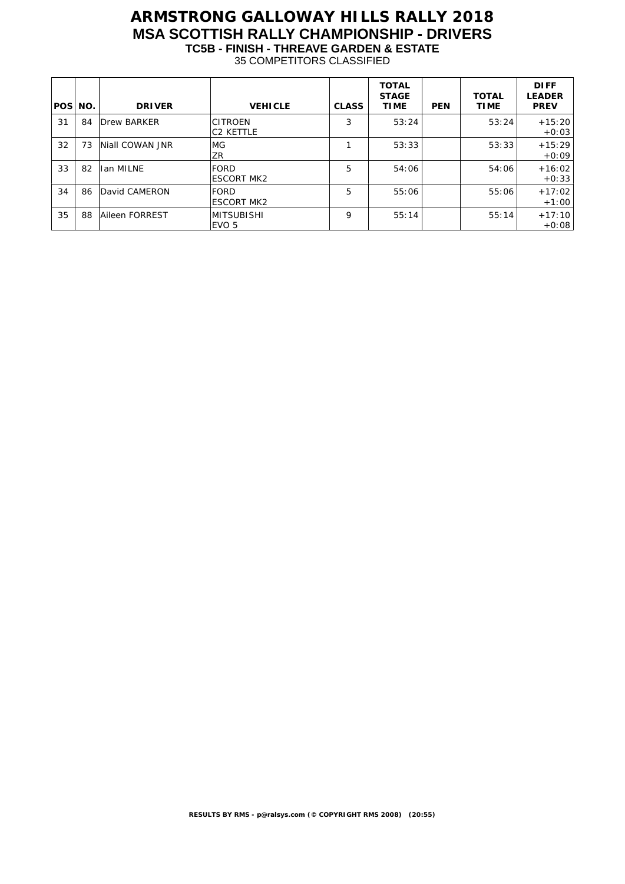# ARMSTRONG GALLOWAY HILLS RALLY 2018
## MSA SCOTTISH RALLY CHAMPIONSHIP - DRIVERS
### TC5B - FINISH - THREAVE GARDEN & ESTATE
35 COMPETITORS CLASSIFIED

| POS | NO. | DRIVER | VEHICLE | CLASS | TOTAL STAGE TIME | PEN | TOTAL TIME | DIFF LEADER PREV |
|---|---|---|---|---|---|---|---|---|
| 31 | 84 | Drew BARKER | CITROEN C2 KETTLE | 3 | 53:24 | | 53:24 | +15:20 +0:03 |
| 32 | 73 | Niall COWAN JNR | MG ZR | 1 | 53:33 | | 53:33 | +15:29 +0:09 |
| 33 | 82 | Ian MILNE | FORD ESCORT MK2 | 5 | 54:06 | | 54:06 | +16:02 +0:33 |
| 34 | 86 | David CAMERON | FORD ESCORT MK2 | 5 | 55:06 | | 55:06 | +17:02 +1:00 |
| 35 | 88 | Aileen FORREST | MITSUBISHI EVO 5 | 9 | 55:14 | | 55:14 | +17:10 +0:08 |

RESULTS BY RMS - p@ralsys.com (© COPYRIGHT RMS 2008) (20:55)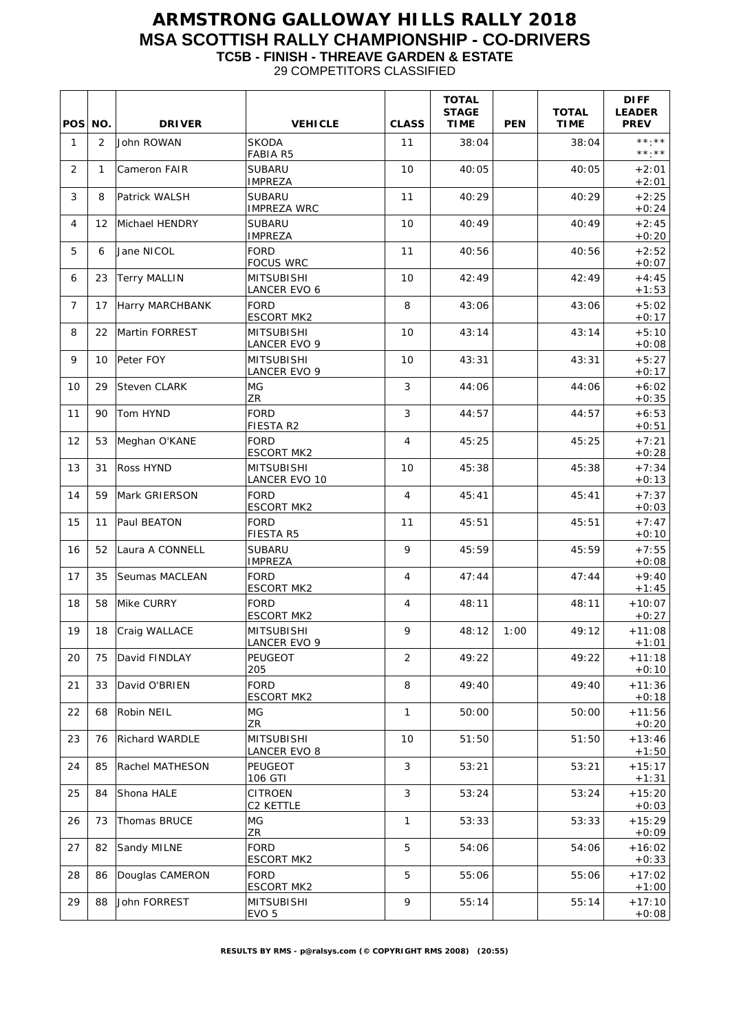# ARMSTRONG GALLOWAY HILLS RALLY 2018

## MSA SCOTTISH RALLY CHAMPIONSHIP - CO-DRIVERS

### TC5B - FINISH - THREAVE GARDEN & ESTATE

29 COMPETITORS CLASSIFIED

| POS | NO. | DRIVER | VEHICLE | CLASS | TOTAL STAGE TIME | PEN | TOTAL TIME | DIFF LEADER PREV |
|---|---|---|---|---|---|---|---|---|
| 1 | 2 | John ROWAN | SKODA FABIA R5 | 11 | 38:04 | | 38:04 | **:** **:** |
| 2 | 1 | Cameron FAIR | SUBARU IMPREZA | 10 | 40:05 | | 40:05 | +2:01 +2:01 |
| 3 | 8 | Patrick WALSH | SUBARU IMPREZA WRC | 11 | 40:29 | | 40:29 | +2:25 +0:24 |
| 4 | 12 | Michael HENDRY | SUBARU IMPREZA | 10 | 40:49 | | 40:49 | +2:45 +0:20 |
| 5 | 6 | Jane NICOL | FORD FOCUS WRC | 11 | 40:56 | | 40:56 | +2:52 +0:07 |
| 6 | 23 | Terry MALLIN | MITSUBISHI LANCER EVO 6 | 10 | 42:49 | | 42:49 | +4:45 +1:53 |
| 7 | 17 | Harry MARCHBANK | FORD ESCORT MK2 | 8 | 43:06 | | 43:06 | +5:02 +0:17 |
| 8 | 22 | Martin FORREST | MITSUBISHI LANCER EVO 9 | 10 | 43:14 | | 43:14 | +5:10 +0:08 |
| 9 | 10 | Peter FOY | MITSUBISHI LANCER EVO 9 | 10 | 43:31 | | 43:31 | +5:27 +0:17 |
| 10 | 29 | Steven CLARK | MG ZR | 3 | 44:06 | | 44:06 | +6:02 +0:35 |
| 11 | 90 | Tom HYND | FORD FIESTA R2 | 3 | 44:57 | | 44:57 | +6:53 +0:51 |
| 12 | 53 | Meghan O'KANE | FORD ESCORT MK2 | 4 | 45:25 | | 45:25 | +7:21 +0:28 |
| 13 | 31 | Ross HYND | MITSUBISHI LANCER EVO 10 | 10 | 45:38 | | 45:38 | +7:34 +0:13 |
| 14 | 59 | Mark GRIERSON | FORD ESCORT MK2 | 4 | 45:41 | | 45:41 | +7:37 +0:03 |
| 15 | 11 | Paul BEATON | FORD FIESTA R5 | 11 | 45:51 | | 45:51 | +7:47 +0:10 |
| 16 | 52 | Laura A CONNELL | SUBARU IMPREZA | 9 | 45:59 | | 45:59 | +7:55 +0:08 |
| 17 | 35 | Seumas MACLEAN | FORD ESCORT MK2 | 4 | 47:44 | | 47:44 | +9:40 +1:45 |
| 18 | 58 | Mike CURRY | FORD ESCORT MK2 | 4 | 48:11 | | 48:11 | +10:07 +0:27 |
| 19 | 18 | Craig WALLACE | MITSUBISHI LANCER EVO 9 | 9 | 48:12 | 1:00 | 49:12 | +11:08 +1:01 |
| 20 | 75 | David FINDLAY | PEUGEOT 205 | 2 | 49:22 | | 49:22 | +11:18 +0:10 |
| 21 | 33 | David O'BRIEN | FORD ESCORT MK2 | 8 | 49:40 | | 49:40 | +11:36 +0:18 |
| 22 | 68 | Robin NEIL | MG ZR | 1 | 50:00 | | 50:00 | +11:56 +0:20 |
| 23 | 76 | Richard WARDLE | MITSUBISHI LANCER EVO 8 | 10 | 51:50 | | 51:50 | +13:46 +1:50 |
| 24 | 85 | Rachel MATHESON | PEUGEOT 106 GTI | 3 | 53:21 | | 53:21 | +15:17 +1:31 |
| 25 | 84 | Shona HALE | CITROEN C2 KETTLE | 3 | 53:24 | | 53:24 | +15:20 +0:03 |
| 26 | 73 | Thomas BRUCE | MG ZR | 1 | 53:33 | | 53:33 | +15:29 +0:09 |
| 27 | 82 | Sandy MILNE | FORD ESCORT MK2 | 5 | 54:06 | | 54:06 | +16:02 +0:33 |
| 28 | 86 | Douglas CAMERON | FORD ESCORT MK2 | 5 | 55:06 | | 55:06 | +17:02 +1:00 |
| 29 | 88 | John FORREST | MITSUBISHI EVO 5 | 9 | 55:14 | | 55:14 | +17:10 +0:08 |

**RESULTS BY RMS - p@ralsys.com (© COPYRIGHT RMS 2008) (20:55)**